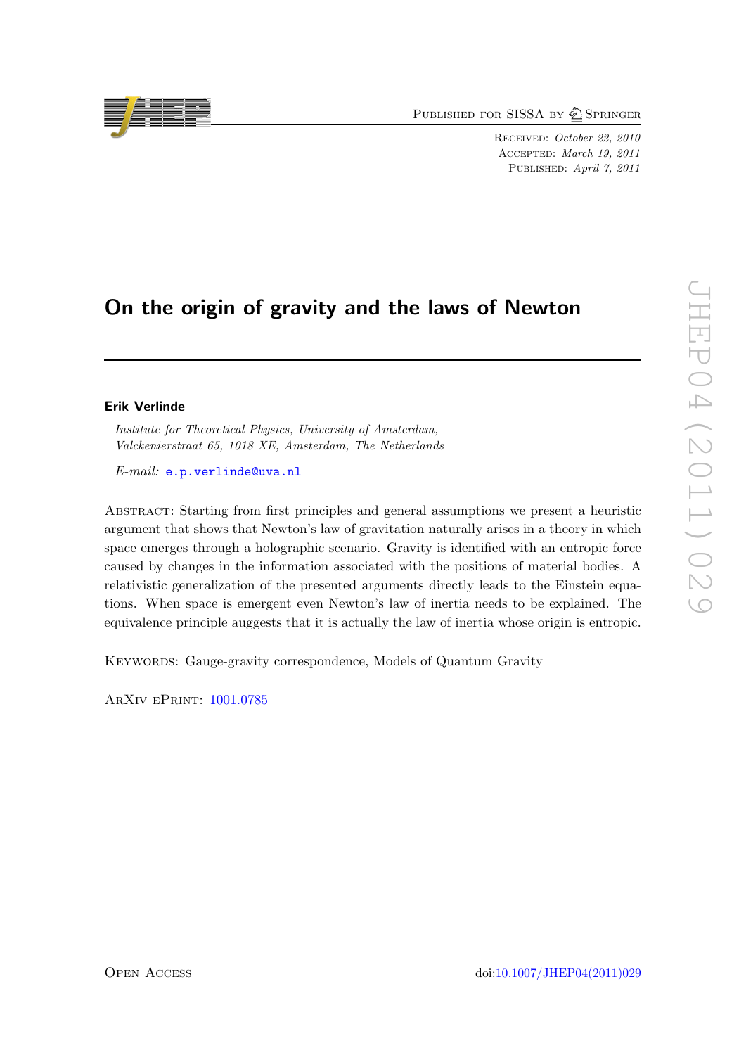Published for SISSA by Springer

Received: *October 22, 2010*
Accepted: *March 19, 2011*
Published: *April 7, 2011*

# On the origin of gravity and the laws of Newton

**Erik Verlinde**

*Institute for Theoretical Physics, University of Amsterdam, Valckenierstraat 65, 1018 XE, Amsterdam, The Netherlands*

*E-mail:* e.p.verlinde@uva.nl

Abstract: Starting from first principles and general assumptions we present a heuristic argument that shows that Newton's law of gravitation naturally arises in a theory in which space emerges through a holographic scenario. Gravity is identified with an entropic force caused by changes in the information associated with the positions of material bodies. A relativistic generalization of the presented arguments directly leads to the Einstein equations. When space is emergent even Newton's law of inertia needs to be explained. The equivalence principle auggests that it is actually the law of inertia whose origin is entropic.

Keywords: Gauge-gravity correspondence, Models of Quantum Gravity

ArXiv ePrint: 1001.0785

Open Access doi:10.1007/JHEP04(2011)029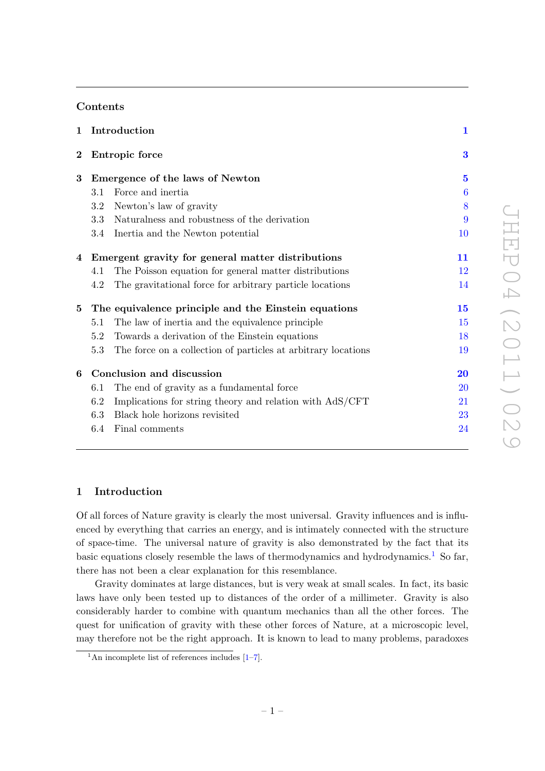## Contents

| | | |
|---|---|---|
| **1** | **Introduction** | **1** |
| **2** | **Entropic force** | **3** |
| **3** | **Emergence of the laws of Newton** | **5** |
| | 3.1 Force and inertia | 6 |
| | 3.2 Newton's law of gravity | 8 |
| | 3.3 Naturalness and robustness of the derivation | 9 |
| | 3.4 Inertia and the Newton potential | 10 |
| **4** | **Emergent gravity for general matter distributions** | **11** |
| | 4.1 The Poisson equation for general matter distributions | 12 |
| | 4.2 The gravitational force for arbitrary particle locations | 14 |
| **5** | **The equivalence principle and the Einstein equations** | **15** |
| | 5.1 The law of inertia and the equivalence principle | 15 |
| | 5.2 Towards a derivation of the Einstein equations | 18 |
| | 5.3 The force on a collection of particles at arbitrary locations | 19 |
| **6** | **Conclusion and discussion** | **20** |
| | 6.1 The end of gravity as a fundamental force | 20 |
| | 6.2 Implications for string theory and relation with AdS/CFT | 21 |
| | 6.3 Black hole horizons revisited | 23 |
| | 6.4 Final comments | 24 |

## 1 Introduction

Of all forces of Nature gravity is clearly the most universal. Gravity influences and is influenced by everything that carries an energy, and is intimately connected with the structure of space-time. The universal nature of gravity is also demonstrated by the fact that its basic equations closely resemble the laws of thermodynamics and hydrodynamics.[1] So far, there has not been a clear explanation for this resemblance.

Gravity dominates at large distances, but is very weak at small scales. In fact, its basic laws have only been tested up to distances of the order of a millimeter. Gravity is also considerably harder to combine with quantum mechanics than all the other forces. The quest for unification of gravity with these other forces of Nature, at a microscopic level, may therefore not be the right approach. It is known to lead to many problems, paradoxes

[1] An incomplete list of references includes [1–7].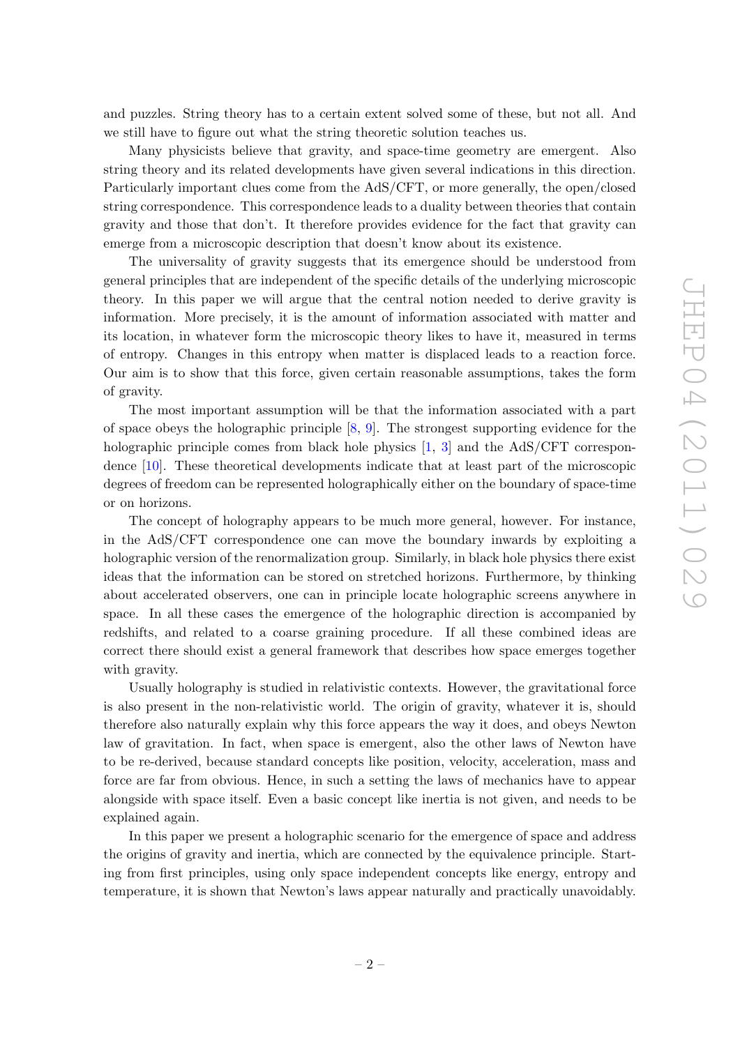and puzzles. String theory has to a certain extent solved some of these, but not all. And we still have to figure out what the string theoretic solution teaches us.

Many physicists believe that gravity, and space-time geometry are emergent. Also string theory and its related developments have given several indications in this direction. Particularly important clues come from the AdS/CFT, or more generally, the open/closed string correspondence. This correspondence leads to a duality between theories that contain gravity and those that don't. It therefore provides evidence for the fact that gravity can emerge from a microscopic description that doesn't know about its existence.

The universality of gravity suggests that its emergence should be understood from general principles that are independent of the specific details of the underlying microscopic theory. In this paper we will argue that the central notion needed to derive gravity is information. More precisely, it is the amount of information associated with matter and its location, in whatever form the microscopic theory likes to have it, measured in terms of entropy. Changes in this entropy when matter is displaced leads to a reaction force. Our aim is to show that this force, given certain reasonable assumptions, takes the form of gravity.

The most important assumption will be that the information associated with a part of space obeys the holographic principle [8, 9]. The strongest supporting evidence for the holographic principle comes from black hole physics [1, 3] and the AdS/CFT correspondence [10]. These theoretical developments indicate that at least part of the microscopic degrees of freedom can be represented holographically either on the boundary of space-time or on horizons.

The concept of holography appears to be much more general, however. For instance, in the AdS/CFT correspondence one can move the boundary inwards by exploiting a holographic version of the renormalization group. Similarly, in black hole physics there exist ideas that the information can be stored on stretched horizons. Furthermore, by thinking about accelerated observers, one can in principle locate holographic screens anywhere in space. In all these cases the emergence of the holographic direction is accompanied by redshifts, and related to a coarse graining procedure. If all these combined ideas are correct there should exist a general framework that describes how space emerges together with gravity.

Usually holography is studied in relativistic contexts. However, the gravitational force is also present in the non-relativistic world. The origin of gravity, whatever it is, should therefore also naturally explain why this force appears the way it does, and obeys Newton law of gravitation. In fact, when space is emergent, also the other laws of Newton have to be re-derived, because standard concepts like position, velocity, acceleration, mass and force are far from obvious. Hence, in such a setting the laws of mechanics have to appear alongside with space itself. Even a basic concept like inertia is not given, and needs to be explained again.

In this paper we present a holographic scenario for the emergence of space and address the origins of gravity and inertia, which are connected by the equivalence principle. Starting from first principles, using only space independent concepts like energy, entropy and temperature, it is shown that Newton's laws appear naturally and practically unavoidably.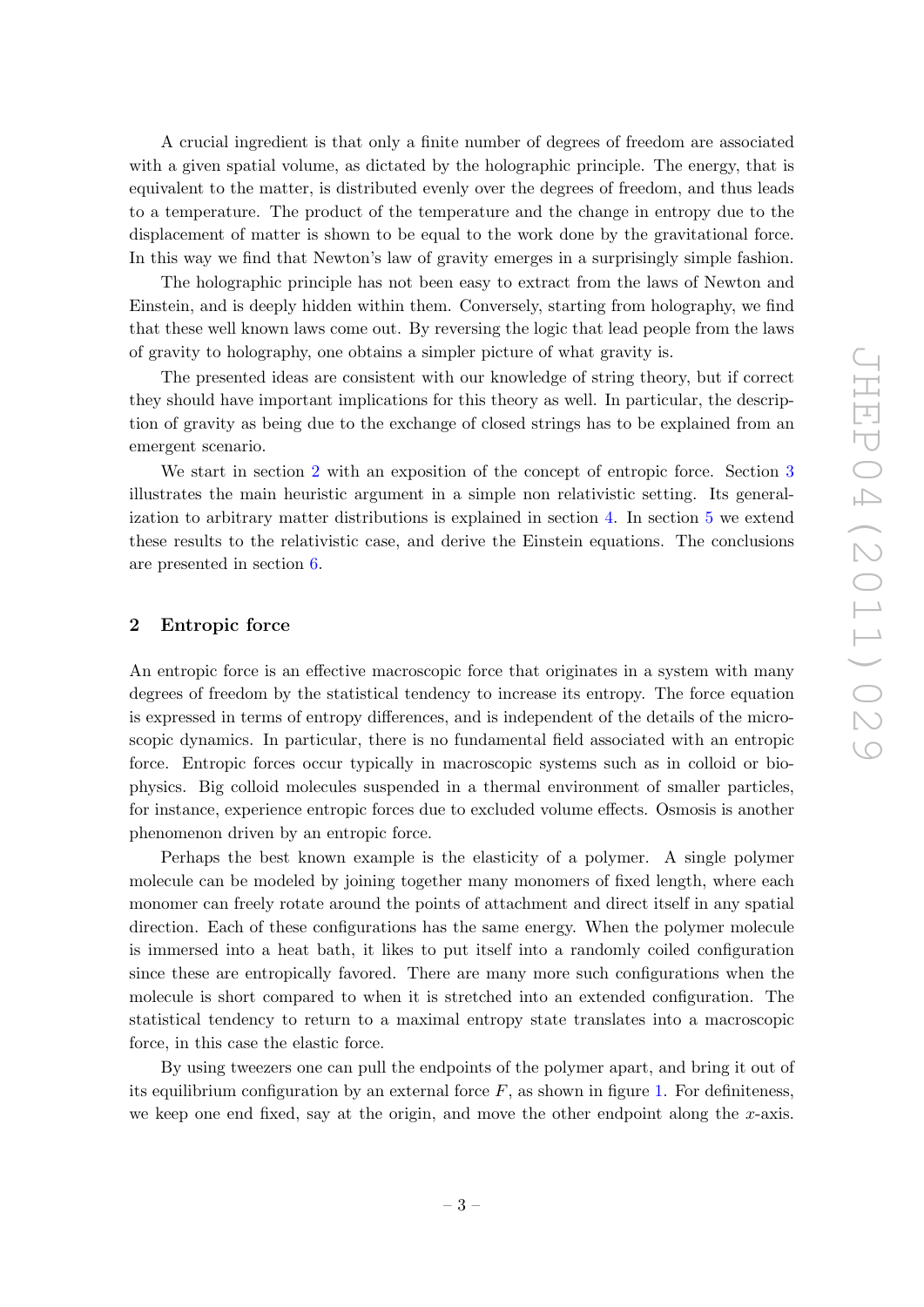A crucial ingredient is that only a finite number of degrees of freedom are associated with a given spatial volume, as dictated by the holographic principle. The energy, that is equivalent to the matter, is distributed evenly over the degrees of freedom, and thus leads to a temperature. The product of the temperature and the change in entropy due to the displacement of matter is shown to be equal to the work done by the gravitational force. In this way we find that Newton's law of gravity emerges in a surprisingly simple fashion.

The holographic principle has not been easy to extract from the laws of Newton and Einstein, and is deeply hidden within them. Conversely, starting from holography, we find that these well known laws come out. By reversing the logic that lead people from the laws of gravity to holography, one obtains a simpler picture of what gravity is.

The presented ideas are consistent with our knowledge of string theory, but if correct they should have important implications for this theory as well. In particular, the description of gravity as being due to the exchange of closed strings has to be explained from an emergent scenario.

We start in section 2 with an exposition of the concept of entropic force. Section 3 illustrates the main heuristic argument in a simple non relativistic setting. Its generalization to arbitrary matter distributions is explained in section 4. In section 5 we extend these results to the relativistic case, and derive the Einstein equations. The conclusions are presented in section 6.

## 2 Entropic force

An entropic force is an effective macroscopic force that originates in a system with many degrees of freedom by the statistical tendency to increase its entropy. The force equation is expressed in terms of entropy differences, and is independent of the details of the microscopic dynamics. In particular, there is no fundamental field associated with an entropic force. Entropic forces occur typically in macroscopic systems such as in colloid or biophysics. Big colloid molecules suspended in a thermal environment of smaller particles, for instance, experience entropic forces due to excluded volume effects. Osmosis is another phenomenon driven by an entropic force.

Perhaps the best known example is the elasticity of a polymer. A single polymer molecule can be modeled by joining together many monomers of fixed length, where each monomer can freely rotate around the points of attachment and direct itself in any spatial direction. Each of these configurations has the same energy. When the polymer molecule is immersed into a heat bath, it likes to put itself into a randomly coiled configuration since these are entropically favored. There are many more such configurations when the molecule is short compared to when it is stretched into an extended configuration. The statistical tendency to return to a maximal entropy state translates into a macroscopic force, in this case the elastic force.

By using tweezers one can pull the endpoints of the polymer apart, and bring it out of its equilibrium configuration by an external force $F$, as shown in figure 1. For definiteness, we keep one end fixed, say at the origin, and move the other endpoint along the $x$-axis.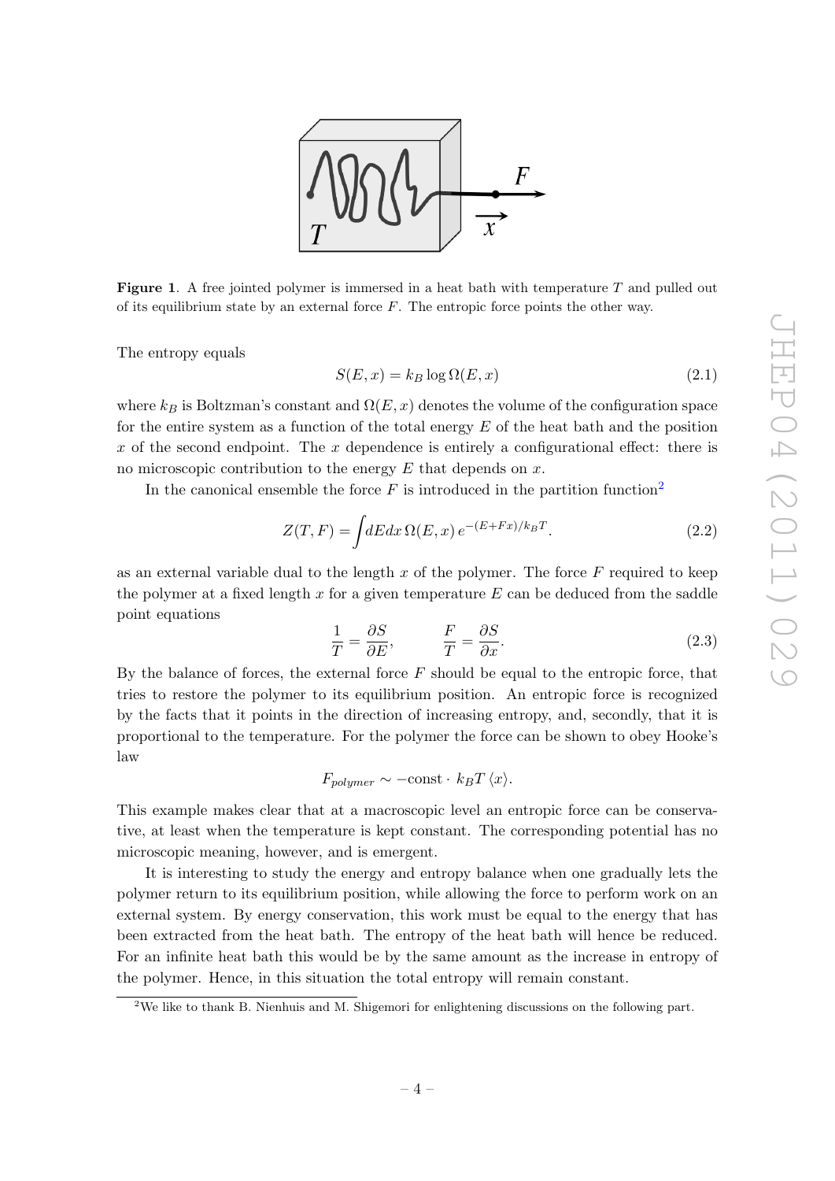**Figure 1**. A free jointed polymer is immersed in a heat bath with temperature $T$ and pulled out of its equilibrium state by an external force $F$. The entropic force points the other way.

The entropy equals

$$S(E, x) = k_B \log \Omega(E, x) \tag{2.1}$$

where $k_B$ is Boltzman's constant and $\Omega(E, x)$ denotes the volume of the configuration space for the entire system as a function of the total energy $E$ of the heat bath and the position $x$ of the second endpoint. The $x$ dependence is entirely a configurational effect: there is no microscopic contribution to the energy $E$ that depends on $x$.

In the canonical ensemble the force $F$ is introduced in the partition function[2]

$$Z(T, F) = \int dE dx \, \Omega(E, x) \, e^{-(E+Fx)/k_B T}. \tag{2.2}$$

as an external variable dual to the length $x$ of the polymer. The force $F$ required to keep the polymer at a fixed length $x$ for a given temperature $E$ can be deduced from the saddle point equations

$$\frac{1}{T} = \frac{\partial S}{\partial E}, \qquad \frac{F}{T} = \frac{\partial S}{\partial x}. \tag{2.3}$$

By the balance of forces, the external force $F$ should be equal to the entropic force, that tries to restore the polymer to its equilibrium position. An entropic force is recognized by the facts that it points in the direction of increasing entropy, and, secondly, that it is proportional to the temperature. For the polymer the force can be shown to obey Hooke's law

$$F_{polymer} \sim -\text{const} \cdot k_B T \, \langle x \rangle.$$

This example makes clear that at a macroscopic level an entropic force can be conservative, at least when the temperature is kept constant. The corresponding potential has no microscopic meaning, however, and is emergent.

It is interesting to study the energy and entropy balance when one gradually lets the polymer return to its equilibrium position, while allowing the force to perform work on an external system. By energy conservation, this work must be equal to the energy that has been extracted from the heat bath. The entropy of the heat bath will hence be reduced. For an infinite heat bath this would be by the same amount as the increase in entropy of the polymer. Hence, in this situation the total entropy will remain constant.

[2] We like to thank B. Nienhuis and M. Shigemori for enlightening discussions on the following part.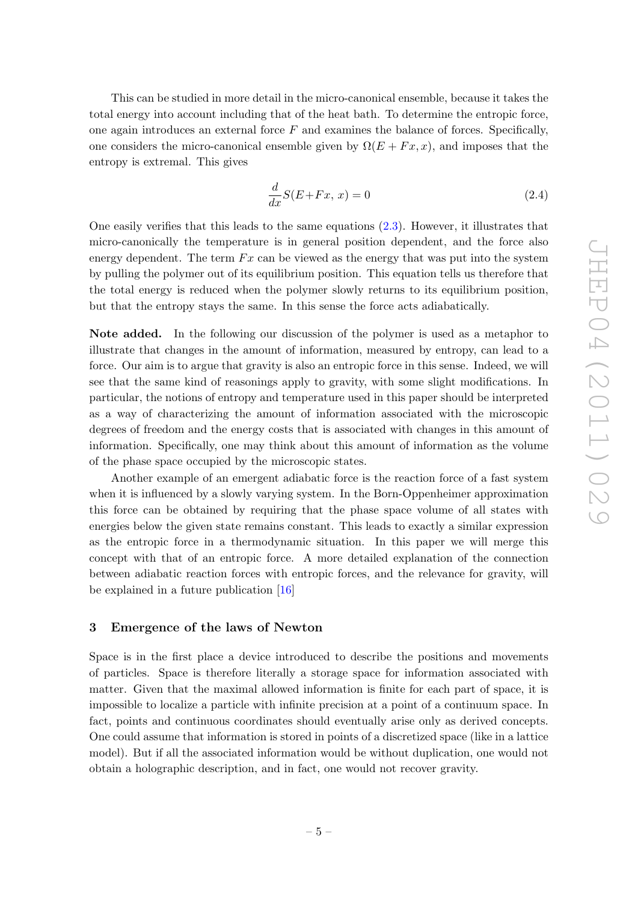This can be studied in more detail in the micro-canonical ensemble, because it takes the total energy into account including that of the heat bath. To determine the entropic force, one again introduces an external force $F$ and examines the balance of forces. Specifically, one considers the micro-canonical ensemble given by $\Omega(E + Fx, x)$, and imposes that the entropy is extremal. This gives

$$\frac{d}{dx}S(E{+}Fx,\, x) = 0 \tag{2.4}$$

One easily verifies that this leads to the same equations (2.3). However, it illustrates that micro-canonically the temperature is in general position dependent, and the force also energy dependent. The term $Fx$ can be viewed as the energy that was put into the system by pulling the polymer out of its equilibrium position. This equation tells us therefore that the total energy is reduced when the polymer slowly returns to its equilibrium position, but that the entropy stays the same. In this sense the force acts adiabatically.

**Note added.** In the following our discussion of the polymer is used as a metaphor to illustrate that changes in the amount of information, measured by entropy, can lead to a force. Our aim is to argue that gravity is also an entropic force in this sense. Indeed, we will see that the same kind of reasonings apply to gravity, with some slight modifications. In particular, the notions of entropy and temperature used in this paper should be interpreted as a way of characterizing the amount of information associated with the microscopic degrees of freedom and the energy costs that is associated with changes in this amount of information. Specifically, one may think about this amount of information as the volume of the phase space occupied by the microscopic states.

Another example of an emergent adiabatic force is the reaction force of a fast system when it is influenced by a slowly varying system. In the Born-Oppenheimer approximation this force can be obtained by requiring that the phase space volume of all states with energies below the given state remains constant. This leads to exactly a similar expression as the entropic force in a thermodynamic situation. In this paper we will merge this concept with that of an entropic force. A more detailed explanation of the connection between adiabatic reaction forces with entropic forces, and the relevance for gravity, will be explained in a future publication [16]

## 3 Emergence of the laws of Newton

Space is in the first place a device introduced to describe the positions and movements of particles. Space is therefore literally a storage space for information associated with matter. Given that the maximal allowed information is finite for each part of space, it is impossible to localize a particle with infinite precision at a point of a continuum space. In fact, points and continuous coordinates should eventually arise only as derived concepts. One could assume that information is stored in points of a discretized space (like in a lattice model). But if all the associated information would be without duplication, one would not obtain a holographic description, and in fact, one would not recover gravity.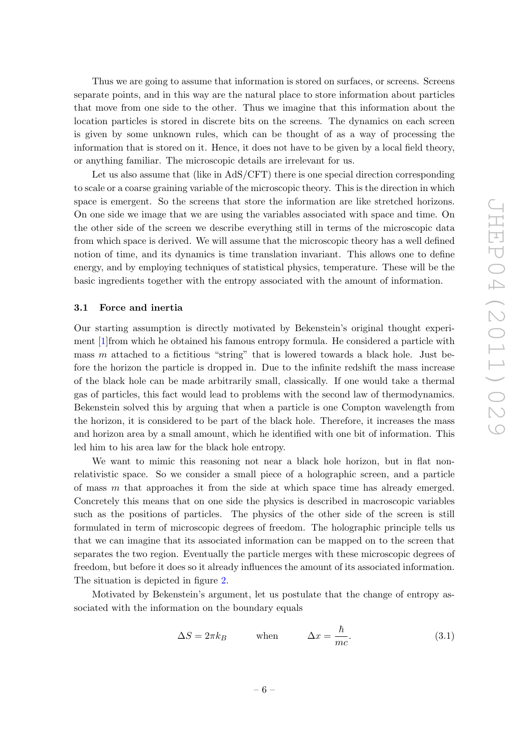Thus we are going to assume that information is stored on surfaces, or screens. Screens separate points, and in this way are the natural place to store information about particles that move from one side to the other. Thus we imagine that this information about the location particles is stored in discrete bits on the screens. The dynamics on each screen is given by some unknown rules, which can be thought of as a way of processing the information that is stored on it. Hence, it does not have to be given by a local field theory, or anything familiar. The microscopic details are irrelevant for us.

Let us also assume that (like in AdS/CFT) there is one special direction corresponding to scale or a coarse graining variable of the microscopic theory. This is the direction in which space is emergent. So the screens that store the information are like stretched horizons. On one side we image that we are using the variables associated with space and time. On the other side of the screen we describe everything still in terms of the microscopic data from which space is derived. We will assume that the microscopic theory has a well defined notion of time, and its dynamics is time translation invariant. This allows one to define energy, and by employing techniques of statistical physics, temperature. These will be the basic ingredients together with the entropy associated with the amount of information.

### 3.1 Force and inertia

Our starting assumption is directly motivated by Bekenstein's original thought experiment [1]from which he obtained his famous entropy formula. He considered a particle with mass $m$ attached to a fictitious "string" that is lowered towards a black hole. Just before the horizon the particle is dropped in. Due to the infinite redshift the mass increase of the black hole can be made arbitrarily small, classically. If one would take a thermal gas of particles, this fact would lead to problems with the second law of thermodynamics. Bekenstein solved this by arguing that when a particle is one Compton wavelength from the horizon, it is considered to be part of the black hole. Therefore, it increases the mass and horizon area by a small amount, which he identified with one bit of information. This led him to his area law for the black hole entropy.

We want to mimic this reasoning not near a black hole horizon, but in flat non-relativistic space. So we consider a small piece of a holographic screen, and a particle of mass $m$ that approaches it from the side at which space time has already emerged. Concretely this means that on one side the physics is described in macroscopic variables such as the positions of particles. The physics of the other side of the screen is still formulated in term of microscopic degrees of freedom. The holographic principle tells us that we can imagine that its associated information can be mapped on to the screen that separates the two region. Eventually the particle merges with these microscopic degrees of freedom, but before it does so it already influences the amount of its associated information. The situation is depicted in figure 2.

Motivated by Bekenstein's argument, let us postulate that the change of entropy associated with the information on the boundary equals

$$\Delta S = 2\pi k_B \qquad \text{when} \qquad \Delta x = \frac{\hbar}{mc}. \tag{3.1}$$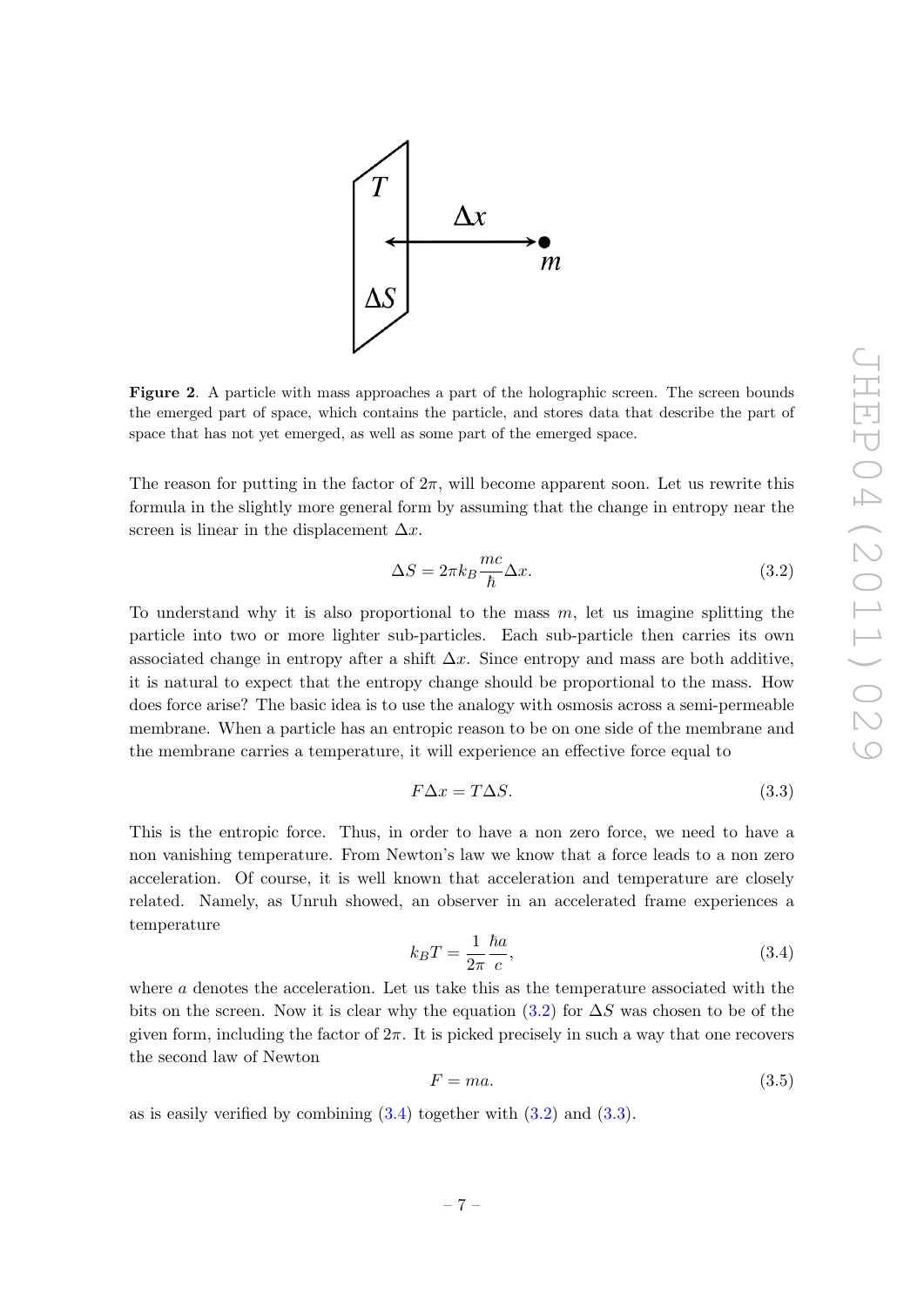**Figure 2**. A particle with mass approaches a part of the holographic screen. The screen bounds the emerged part of space, which contains the particle, and stores data that describe the part of space that has not yet emerged, as well as some part of the emerged space.

The reason for putting in the factor of $2\pi$, will become apparent soon. Let us rewrite this formula in the slightly more general form by assuming that the change in entropy near the screen is linear in the displacement $\Delta x$.

$$\Delta S = 2\pi k_B \frac{mc}{\hbar} \Delta x. \tag{3.2}$$

To understand why it is also proportional to the mass $m$, let us imagine splitting the particle into two or more lighter sub-particles. Each sub-particle then carries its own associated change in entropy after a shift $\Delta x$. Since entropy and mass are both additive, it is natural to expect that the entropy change should be proportional to the mass. How does force arise? The basic idea is to use the analogy with osmosis across a semi-permeable membrane. When a particle has an entropic reason to be on one side of the membrane and the membrane carries a temperature, it will experience an effective force equal to

$$F \Delta x = T \Delta S. \tag{3.3}$$

This is the entropic force. Thus, in order to have a non zero force, we need to have a non vanishing temperature. From Newton's law we know that a force leads to a non zero acceleration. Of course, it is well known that acceleration and temperature are closely related. Namely, as Unruh showed, an observer in an accelerated frame experiences a temperature

$$k_B T = \frac{1}{2\pi} \frac{\hbar a}{c}, \tag{3.4}$$

where $a$ denotes the acceleration. Let us take this as the temperature associated with the bits on the screen. Now it is clear why the equation (3.2) for $\Delta S$ was chosen to be of the given form, including the factor of $2\pi$. It is picked precisely in such a way that one recovers the second law of Newton

$$F = ma. \tag{3.5}$$

as is easily verified by combining (3.4) together with (3.2) and (3.3).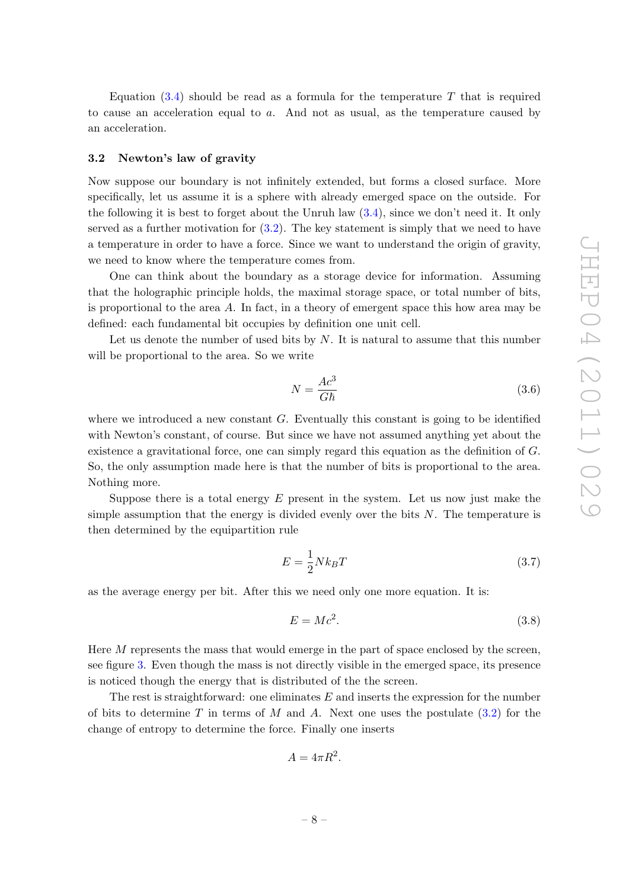Equation (3.4) should be read as a formula for the temperature $T$ that is required to cause an acceleration equal to $a$. And not as usual, as the temperature caused by an acceleration.

### 3.2 Newton's law of gravity

Now suppose our boundary is not infinitely extended, but forms a closed surface. More specifically, let us assume it is a sphere with already emerged space on the outside. For the following it is best to forget about the Unruh law (3.4), since we don't need it. It only served as a further motivation for (3.2). The key statement is simply that we need to have a temperature in order to have a force. Since we want to understand the origin of gravity, we need to know where the temperature comes from.

One can think about the boundary as a storage device for information. Assuming that the holographic principle holds, the maximal storage space, or total number of bits, is proportional to the area $A$. In fact, in a theory of emergent space this how area may be defined: each fundamental bit occupies by definition one unit cell.

Let us denote the number of used bits by $N$. It is natural to assume that this number will be proportional to the area. So we write

$$N = \frac{Ac^3}{G\hbar} \tag{3.6}$$

where we introduced a new constant $G$. Eventually this constant is going to be identified with Newton's constant, of course. But since we have not assumed anything yet about the existence a gravitational force, one can simply regard this equation as the definition of $G$. So, the only assumption made here is that the number of bits is proportional to the area. Nothing more.

Suppose there is a total energy $E$ present in the system. Let us now just make the simple assumption that the energy is divided evenly over the bits $N$. The temperature is then determined by the equipartition rule

$$E = \frac{1}{2} N k_B T \tag{3.7}$$

as the average energy per bit. After this we need only one more equation. It is:

$$E = Mc^2. \tag{3.8}$$

Here $M$ represents the mass that would emerge in the part of space enclosed by the screen, see figure 3. Even though the mass is not directly visible in the emerged space, its presence is noticed though the energy that is distributed of the the screen.

The rest is straightforward: one eliminates $E$ and inserts the expression for the number of bits to determine $T$ in terms of $M$ and $A$. Next one uses the postulate (3.2) for the change of entropy to determine the force. Finally one inserts

$$A = 4\pi R^2.$$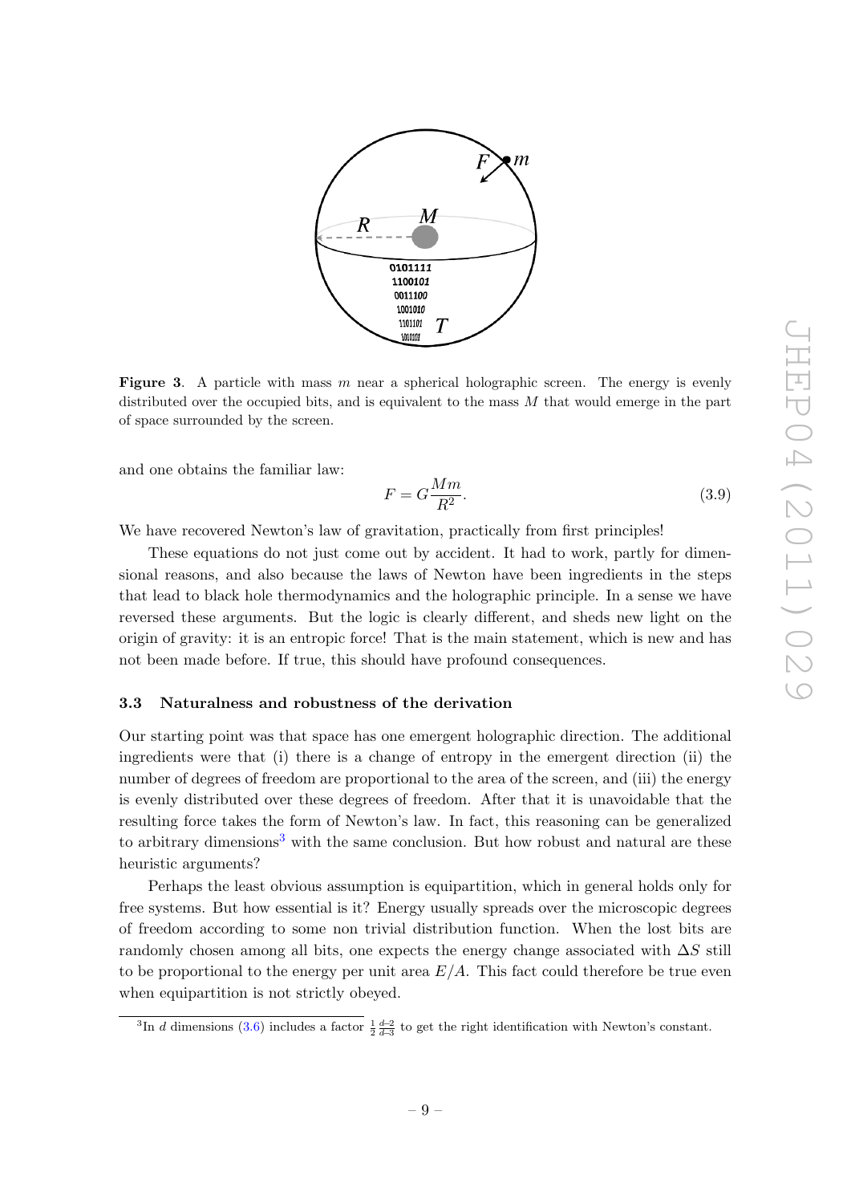**Figure 3**. A particle with mass $m$ near a spherical holographic screen. The energy is evenly distributed over the occupied bits, and is equivalent to the mass $M$ that would emerge in the part of space surrounded by the screen.

and one obtains the familiar law:

$$F = G\frac{Mm}{R^2}. \tag{3.9}$$

We have recovered Newton's law of gravitation, practically from first principles!

These equations do not just come out by accident. It had to work, partly for dimensional reasons, and also because the laws of Newton have been ingredients in the steps that lead to black hole thermodynamics and the holographic principle. In a sense we have reversed these arguments. But the logic is clearly different, and sheds new light on the origin of gravity: it is an entropic force! That is the main statement, which is new and has not been made before. If true, this should have profound consequences.

### 3.3 Naturalness and robustness of the derivation

Our starting point was that space has one emergent holographic direction. The additional ingredients were that (i) there is a change of entropy in the emergent direction (ii) the number of degrees of freedom are proportional to the area of the screen, and (iii) the energy is evenly distributed over these degrees of freedom. After that it is unavoidable that the resulting force takes the form of Newton's law. In fact, this reasoning can be generalized to arbitrary dimensions[3] with the same conclusion. But how robust and natural are these heuristic arguments?

Perhaps the least obvious assumption is equipartition, which in general holds only for free systems. But how essential is it? Energy usually spreads over the microscopic degrees of freedom according to some non trivial distribution function. When the lost bits are randomly chosen among all bits, one expects the energy change associated with $\Delta S$ still to be proportional to the energy per unit area $E/A$. This fact could therefore be true even when equipartition is not strictly obeyed.

[3]In $d$ dimensions (3.6) includes a factor $\frac{1}{2}\frac{d-2}{d-3}$ to get the right identification with Newton's constant.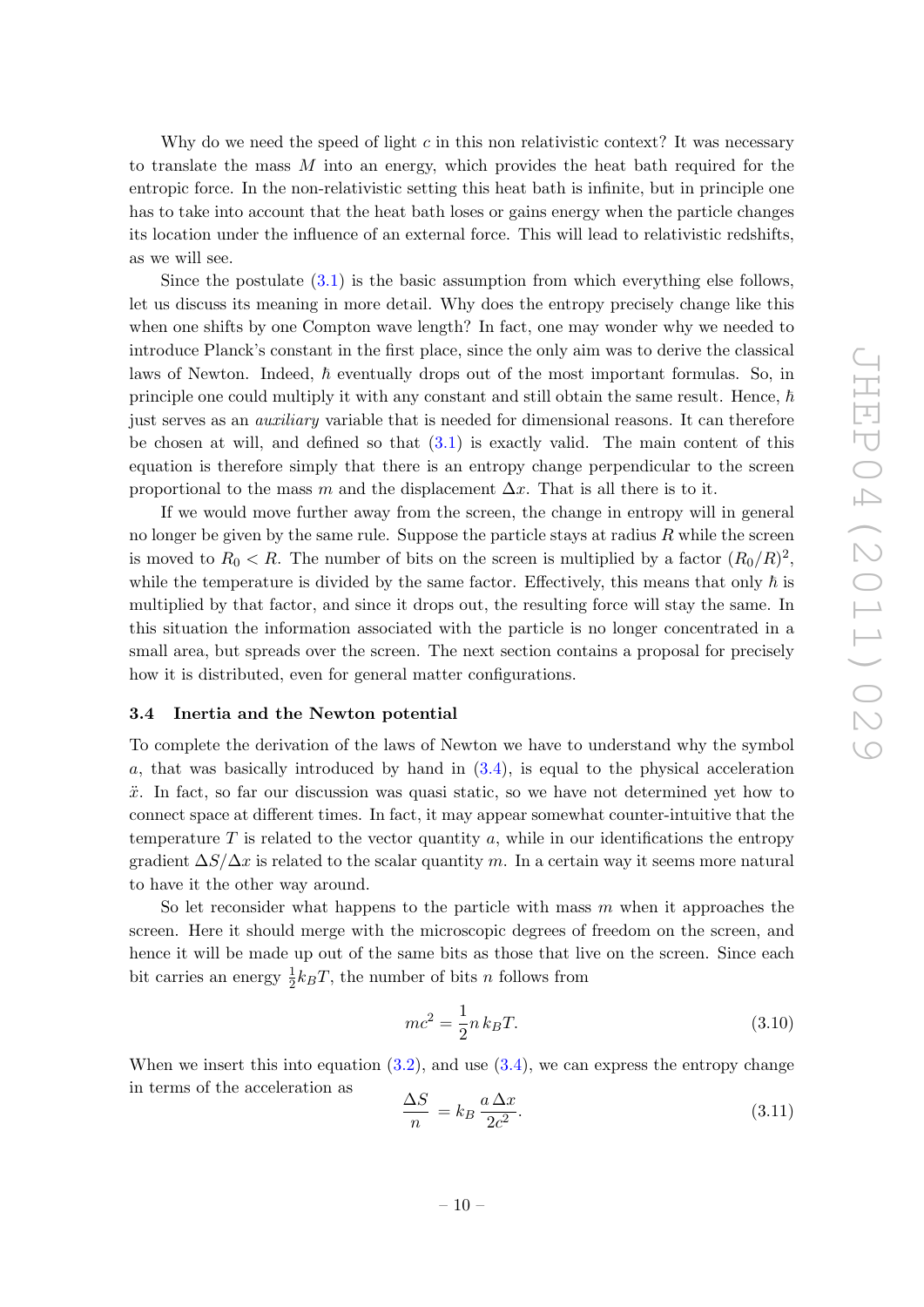Why do we need the speed of light $c$ in this non relativistic context? It was necessary to translate the mass $M$ into an energy, which provides the heat bath required for the entropic force. In the non-relativistic setting this heat bath is infinite, but in principle one has to take into account that the heat bath loses or gains energy when the particle changes its location under the influence of an external force. This will lead to relativistic redshifts, as we will see.

Since the postulate (3.1) is the basic assumption from which everything else follows, let us discuss its meaning in more detail. Why does the entropy precisely change like this when one shifts by one Compton wave length? In fact, one may wonder why we needed to introduce Planck's constant in the first place, since the only aim was to derive the classical laws of Newton. Indeed, $\hbar$ eventually drops out of the most important formulas. So, in principle one could multiply it with any constant and still obtain the same result. Hence, $\hbar$ just serves as an *auxiliary* variable that is needed for dimensional reasons. It can therefore be chosen at will, and defined so that (3.1) is exactly valid. The main content of this equation is therefore simply that there is an entropy change perpendicular to the screen proportional to the mass $m$ and the displacement $\Delta x$. That is all there is to it.

If we would move further away from the screen, the change in entropy will in general no longer be given by the same rule. Suppose the particle stays at radius $R$ while the screen is moved to $R_0 < R$. The number of bits on the screen is multiplied by a factor $(R_0/R)^2$, while the temperature is divided by the same factor. Effectively, this means that only $\hbar$ is multiplied by that factor, and since it drops out, the resulting force will stay the same. In this situation the information associated with the particle is no longer concentrated in a small area, but spreads over the screen. The next section contains a proposal for precisely how it is distributed, even for general matter configurations.

### 3.4 Inertia and the Newton potential

To complete the derivation of the laws of Newton we have to understand why the symbol $a$, that was basically introduced by hand in (3.4), is equal to the physical acceleration $\ddot{x}$. In fact, so far our discussion was quasi static, so we have not determined yet how to connect space at different times. In fact, it may appear somewhat counter-intuitive that the temperature $T$ is related to the vector quantity $a$, while in our identifications the entropy gradient $\Delta S/\Delta x$ is related to the scalar quantity $m$. In a certain way it seems more natural to have it the other way around.

So let reconsider what happens to the particle with mass $m$ when it approaches the screen. Here it should merge with the microscopic degrees of freedom on the screen, and hence it will be made up out of the same bits as those that live on the screen. Since each bit carries an energy $\frac{1}{2}k_BT$, the number of bits $n$ follows from

$$mc^2 = \frac{1}{2}n\, k_BT. \tag{3.10}$$

When we insert this into equation (3.2), and use (3.4), we can express the entropy change in terms of the acceleration as

$$\frac{\Delta S}{n} = k_B\, \frac{a\, \Delta x}{2c^2}. \tag{3.11}$$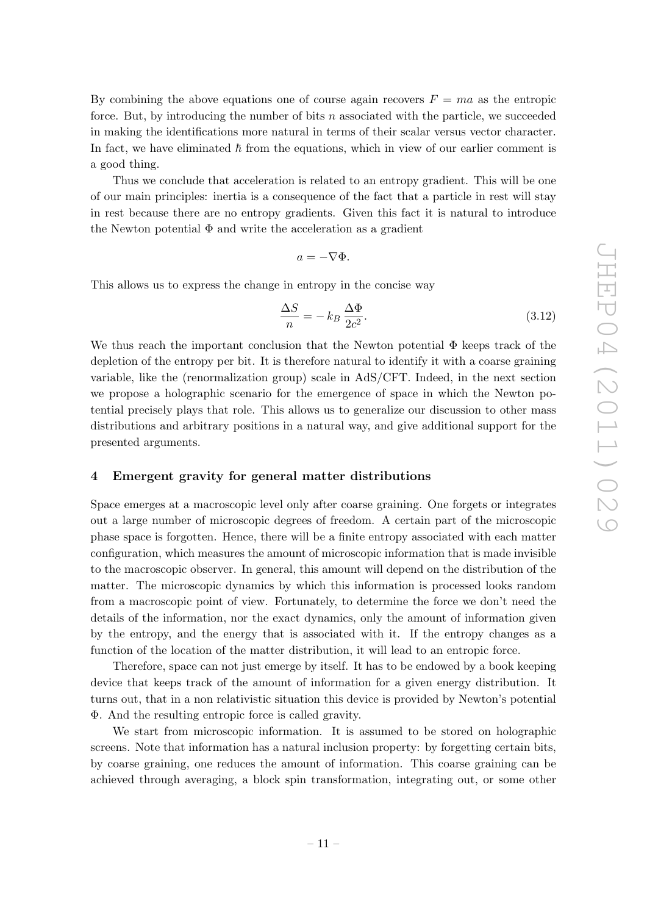By combining the above equations one of course again recovers $F = ma$ as the entropic force. But, by introducing the number of bits $n$ associated with the particle, we succeeded in making the identifications more natural in terms of their scalar versus vector character. In fact, we have eliminated $\hbar$ from the equations, which in view of our earlier comment is a good thing.

Thus we conclude that acceleration is related to an entropy gradient. This will be one of our main principles: inertia is a consequence of the fact that a particle in rest will stay in rest because there are no entropy gradients. Given this fact it is natural to introduce the Newton potential $\Phi$ and write the acceleration as a gradient

$$a = -\nabla\Phi.$$

This allows us to express the change in entropy in the concise way

$$\frac{\Delta S}{n} = -\, k_B \,\frac{\Delta\Phi}{2c^2}. \tag{3.12}$$

We thus reach the important conclusion that the Newton potential $\Phi$ keeps track of the depletion of the entropy per bit. It is therefore natural to identify it with a coarse graining variable, like the (renormalization group) scale in AdS/CFT. Indeed, in the next section we propose a holographic scenario for the emergence of space in which the Newton potential precisely plays that role. This allows us to generalize our discussion to other mass distributions and arbitrary positions in a natural way, and give additional support for the presented arguments.

## 4 Emergent gravity for general matter distributions

Space emerges at a macroscopic level only after coarse graining. One forgets or integrates out a large number of microscopic degrees of freedom. A certain part of the microscopic phase space is forgotten. Hence, there will be a finite entropy associated with each matter configuration, which measures the amount of microscopic information that is made invisible to the macroscopic observer. In general, this amount will depend on the distribution of the matter. The microscopic dynamics by which this information is processed looks random from a macroscopic point of view. Fortunately, to determine the force we don't need the details of the information, nor the exact dynamics, only the amount of information given by the entropy, and the energy that is associated with it. If the entropy changes as a function of the location of the matter distribution, it will lead to an entropic force.

Therefore, space can not just emerge by itself. It has to be endowed by a book keeping device that keeps track of the amount of information for a given energy distribution. It turns out, that in a non relativistic situation this device is provided by Newton's potential $\Phi$. And the resulting entropic force is called gravity.

We start from microscopic information. It is assumed to be stored on holographic screens. Note that information has a natural inclusion property: by forgetting certain bits, by coarse graining, one reduces the amount of information. This coarse graining can be achieved through averaging, a block spin transformation, integrating out, or some other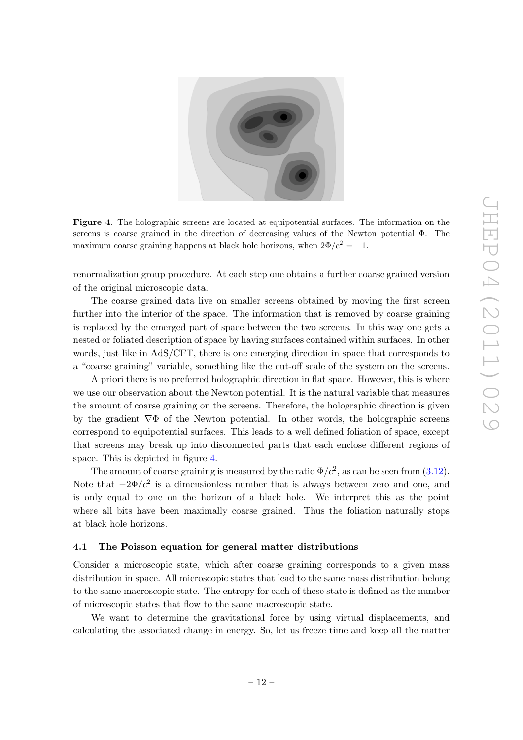**Figure 4**. The holographic screens are located at equipotential surfaces. The information on the screens is coarse grained in the direction of decreasing values of the Newton potential $\Phi$. The maximum coarse graining happens at black hole horizons, when $2\Phi/c^2 = -1$.

renormalization group procedure. At each step one obtains a further coarse grained version of the original microscopic data.

The coarse grained data live on smaller screens obtained by moving the first screen further into the interior of the space. The information that is removed by coarse graining is replaced by the emerged part of space between the two screens. In this way one gets a nested or foliated description of space by having surfaces contained within surfaces. In other words, just like in AdS/CFT, there is one emerging direction in space that corresponds to a "coarse graining" variable, something like the cut-off scale of the system on the screens.

A priori there is no preferred holographic direction in flat space. However, this is where we use our observation about the Newton potential. It is the natural variable that measures the amount of coarse graining on the screens. Therefore, the holographic direction is given by the gradient $\nabla\Phi$ of the Newton potential. In other words, the holographic screens correspond to equipotential surfaces. This leads to a well defined foliation of space, except that screens may break up into disconnected parts that each enclose different regions of space. This is depicted in figure 4.

The amount of coarse graining is measured by the ratio $\Phi/c^2$, as can be seen from (3.12). Note that $-2\Phi/c^2$ is a dimensionless number that is always between zero and one, and is only equal to one on the horizon of a black hole. We interpret this as the point where all bits have been maximally coarse grained. Thus the foliation naturally stops at black hole horizons.

### 4.1 The Poisson equation for general matter distributions

Consider a microscopic state, which after coarse graining corresponds to a given mass distribution in space. All microscopic states that lead to the same mass distribution belong to the same macroscopic state. The entropy for each of these state is defined as the number of microscopic states that flow to the same macroscopic state.

We want to determine the gravitational force by using virtual displacements, and calculating the associated change in energy. So, let us freeze time and keep all the matter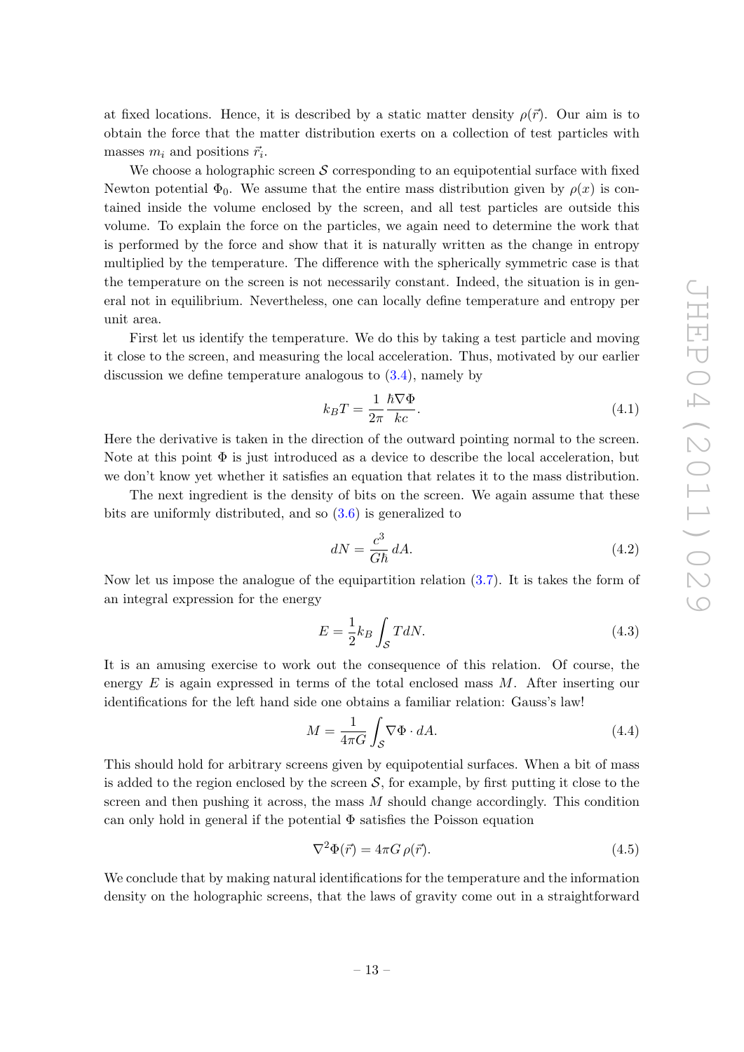at fixed locations. Hence, it is described by a static matter density $\rho(\vec{r})$. Our aim is to obtain the force that the matter distribution exerts on a collection of test particles with masses $m_i$ and positions $\vec{r}_i$.

We choose a holographic screen $\mathcal{S}$ corresponding to an equipotential surface with fixed Newton potential $\Phi_0$. We assume that the entire mass distribution given by $\rho(x)$ is contained inside the volume enclosed by the screen, and all test particles are outside this volume. To explain the force on the particles, we again need to determine the work that is performed by the force and show that it is naturally written as the change in entropy multiplied by the temperature. The difference with the spherically symmetric case is that the temperature on the screen is not necessarily constant. Indeed, the situation is in general not in equilibrium. Nevertheless, one can locally define temperature and entropy per unit area.

First let us identify the temperature. We do this by taking a test particle and moving it close to the screen, and measuring the local acceleration. Thus, motivated by our earlier discussion we define temperature analogous to (3.4), namely by

$$k_B T = \frac{1}{2\pi}\frac{\hbar\nabla\Phi}{kc}. \tag{4.1}$$

Here the derivative is taken in the direction of the outward pointing normal to the screen. Note at this point $\Phi$ is just introduced as a device to describe the local acceleration, but we don't know yet whether it satisfies an equation that relates it to the mass distribution.

The next ingredient is the density of bits on the screen. We again assume that these bits are uniformly distributed, and so (3.6) is generalized to

$$dN = \frac{c^3}{G\hbar}\,dA. \tag{4.2}$$

Now let us impose the analogue of the equipartition relation (3.7). It is takes the form of an integral expression for the energy

$$E = \frac{1}{2}k_B\int_{\mathcal{S}} T dN. \tag{4.3}$$

It is an amusing exercise to work out the consequence of this relation. Of course, the energy $E$ is again expressed in terms of the total enclosed mass $M$. After inserting our identifications for the left hand side one obtains a familiar relation: Gauss's law!

$$M = \frac{1}{4\pi G}\int_{\mathcal{S}}\nabla\Phi\cdot dA. \tag{4.4}$$

This should hold for arbitrary screens given by equipotential surfaces. When a bit of mass is added to the region enclosed by the screen $\mathcal{S}$, for example, by first putting it close to the screen and then pushing it across, the mass $M$ should change accordingly. This condition can only hold in general if the potential $\Phi$ satisfies the Poisson equation

$$\nabla^2\Phi(\vec{r}) = 4\pi G\,\rho(\vec{r}). \tag{4.5}$$

We conclude that by making natural identifications for the temperature and the information density on the holographic screens, that the laws of gravity come out in a straightforward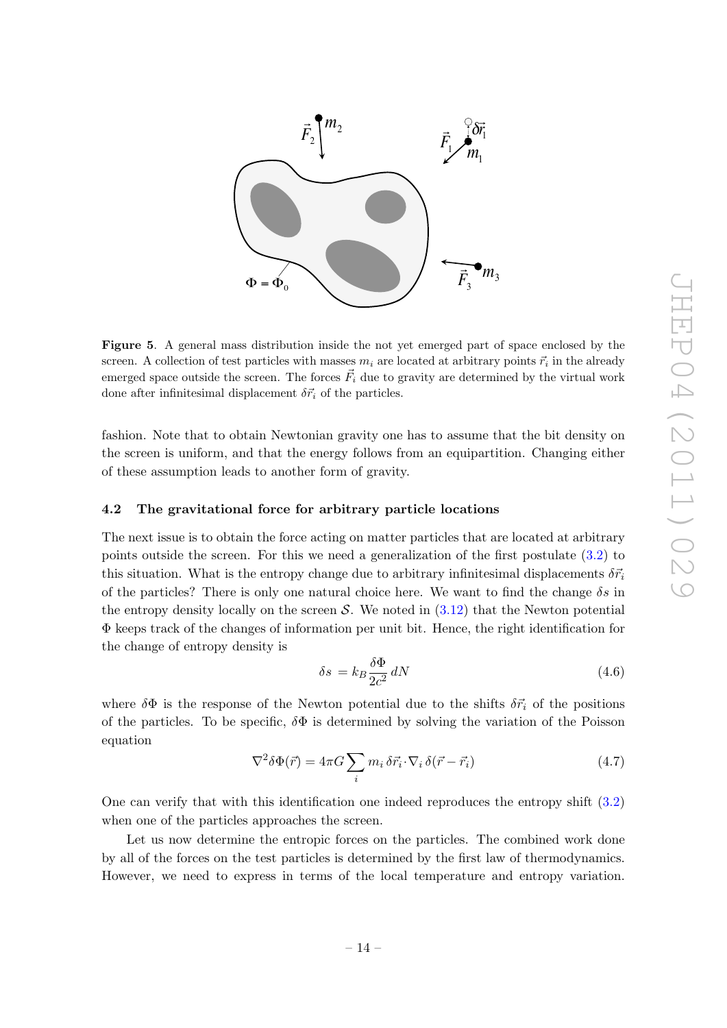**Figure 5**. A general mass distribution inside the not yet emerged part of space enclosed by the screen. A collection of test particles with masses $m_i$ are located at arbitrary points $\vec{r}_i$ in the already emerged space outside the screen. The forces $\vec{F}_i$ due to gravity are determined by the virtual work done after infinitesimal displacement $\delta\vec{r}_i$ of the particles.

fashion. Note that to obtain Newtonian gravity one has to assume that the bit density on the screen is uniform, and that the energy follows from an equipartition. Changing either of these assumption leads to another form of gravity.

### 4.2 The gravitational force for arbitrary particle locations

The next issue is to obtain the force acting on matter particles that are located at arbitrary points outside the screen. For this we need a generalization of the first postulate (3.2) to this situation. What is the entropy change due to arbitrary infinitesimal displacements $\delta\vec{r}_i$ of the particles? There is only one natural choice here. We want to find the change $\delta s$ in the entropy density locally on the screen $\mathcal{S}$. We noted in (3.12) that the Newton potential $\Phi$ keeps track of the changes of information per unit bit. Hence, the right identification for the change of entropy density is

$$\delta s = k_B \frac{\delta\Phi}{2c^2} dN \tag{4.6}$$

where $\delta\Phi$ is the response of the Newton potential due to the shifts $\delta\vec{r}_i$ of the positions of the particles. To be specific, $\delta\Phi$ is determined by solving the variation of the Poisson equation

$$\nabla^2\delta\Phi(\vec{r}) = 4\pi G \sum_i m_i\, \delta\vec{r}_i \cdot \nabla_i\, \delta(\vec{r} - \vec{r}_i) \tag{4.7}$$

One can verify that with this identification one indeed reproduces the entropy shift (3.2) when one of the particles approaches the screen.

Let us now determine the entropic forces on the particles. The combined work done by all of the forces on the test particles is determined by the first law of thermodynamics. However, we need to express in terms of the local temperature and entropy variation.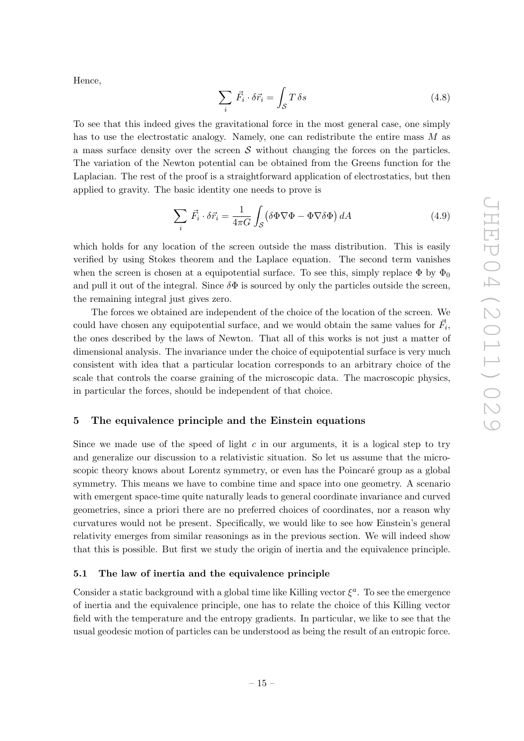Hence,

$$\sum_i \vec{F}_i \cdot \delta\vec{r}_i = \int_{\mathcal{S}} T\,\delta s \tag{4.8}$$

To see that this indeed gives the gravitational force in the most general case, one simply has to use the electrostatic analogy. Namely, one can redistribute the entire mass $M$ as a mass surface density over the screen $\mathcal{S}$ without changing the forces on the particles. The variation of the Newton potential can be obtained from the Greens function for the Laplacian. The rest of the proof is a straightforward application of electrostatics, but then applied to gravity. The basic identity one needs to prove is

$$\sum_i \vec{F}_i \cdot \delta\vec{r}_i = \frac{1}{4\pi G}\int_{\mathcal{S}} \big(\delta\Phi\nabla\Phi - \Phi\nabla\delta\Phi\big)\,dA \tag{4.9}$$

which holds for any location of the screen outside the mass distribution. This is easily verified by using Stokes theorem and the Laplace equation. The second term vanishes when the screen is chosen at a equipotential surface. To see this, simply replace $\Phi$ by $\Phi_0$ and pull it out of the integral. Since $\delta\Phi$ is sourced by only the particles outside the screen, the remaining integral just gives zero.

The forces we obtained are independent of the choice of the location of the screen. We could have chosen any equipotential surface, and we would obtain the same values for $\vec{F}_i$, the ones described by the laws of Newton. That all of this works is not just a matter of dimensional analysis. The invariance under the choice of equipotential surface is very much consistent with idea that a particular location corresponds to an arbitrary choice of the scale that controls the coarse graining of the microscopic data. The macroscopic physics, in particular the forces, should be independent of that choice.

## 5 The equivalence principle and the Einstein equations

Since we made use of the speed of light $c$ in our arguments, it is a logical step to try and generalize our discussion to a relativistic situation. So let us assume that the microscopic theory knows about Lorentz symmetry, or even has the Poincaré group as a global symmetry. This means we have to combine time and space into one geometry. A scenario with emergent space-time quite naturally leads to general coordinate invariance and curved geometries, since a priori there are no preferred choices of coordinates, nor a reason why curvatures would not be present. Specifically, we would like to see how Einstein's general relativity emerges from similar reasonings as in the previous section. We will indeed show that this is possible. But first we study the origin of inertia and the equivalence principle.

### 5.1 The law of inertia and the equivalence principle

Consider a static background with a global time like Killing vector $\xi^a$. To see the emergence of inertia and the equivalence principle, one has to relate the choice of this Killing vector field with the temperature and the entropy gradients. In particular, we like to see that the usual geodesic motion of particles can be understood as being the result of an entropic force.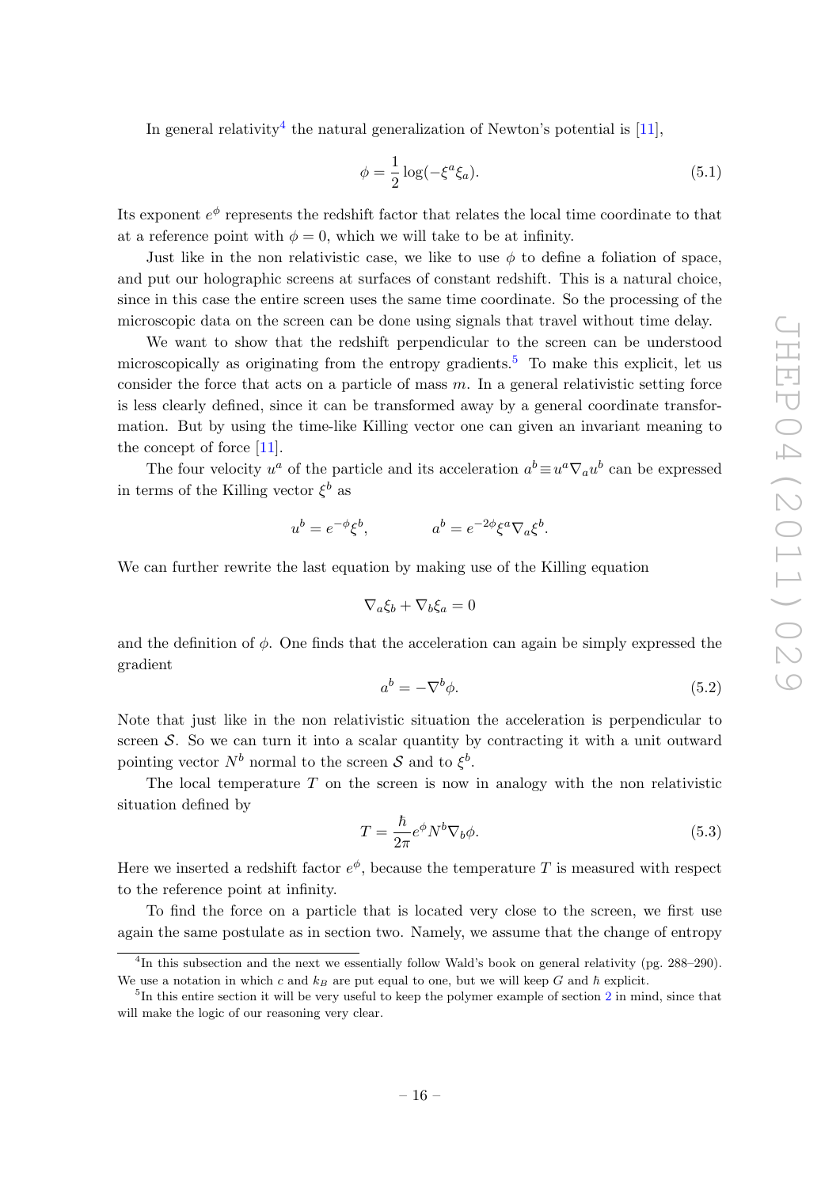In general relativity[4] the natural generalization of Newton's potential is [11],

$$\phi = \frac{1}{2}\log(-\xi^a \xi_a). \tag{5.1}$$

Its exponent $e^\phi$ represents the redshift factor that relates the local time coordinate to that at a reference point with $\phi = 0$, which we will take to be at infinity.

Just like in the non relativistic case, we like to use $\phi$ to define a foliation of space, and put our holographic screens at surfaces of constant redshift. This is a natural choice, since in this case the entire screen uses the same time coordinate. So the processing of the microscopic data on the screen can be done using signals that travel without time delay.

We want to show that the redshift perpendicular to the screen can be understood microscopically as originating from the entropy gradients.[5] To make this explicit, let us consider the force that acts on a particle of mass $m$. In a general relativistic setting force is less clearly defined, since it can be transformed away by a general coordinate transformation. But by using the time-like Killing vector one can given an invariant meaning to the concept of force [11].

The four velocity $u^a$ of the particle and its acceleration $a^b \equiv u^a \nabla_a u^b$ can be expressed in terms of the Killing vector $\xi^b$ as

$$u^b = e^{-\phi}\xi^b, \qquad\qquad a^b = e^{-2\phi}\xi^a \nabla_a \xi^b.$$

We can further rewrite the last equation by making use of the Killing equation

$$\nabla_a \xi_b + \nabla_b \xi_a = 0$$

and the definition of $\phi$. One finds that the acceleration can again be simply expressed the gradient

$$a^b = -\nabla^b \phi. \tag{5.2}$$

Note that just like in the non relativistic situation the acceleration is perpendicular to screen $\mathcal{S}$. So we can turn it into a scalar quantity by contracting it with a unit outward pointing vector $N^b$ normal to the screen $\mathcal{S}$ and to $\xi^b$.

The local temperature $T$ on the screen is now in analogy with the non relativistic situation defined by

$$T = \frac{\hbar}{2\pi} e^\phi N^b \nabla_b \phi. \tag{5.3}$$

Here we inserted a redshift factor $e^\phi$, because the temperature $T$ is measured with respect to the reference point at infinity.

To find the force on a particle that is located very close to the screen, we first use again the same postulate as in section two. Namely, we assume that the change of entropy

---

[4] In this subsection and the next we essentially follow Wald's book on general relativity (pg. 288–290). We use a notation in which $c$ and $k_B$ are put equal to one, but we will keep $G$ and $\hbar$ explicit.

[5] In this entire section it will be very useful to keep the polymer example of section 2 in mind, since that will make the logic of our reasoning very clear.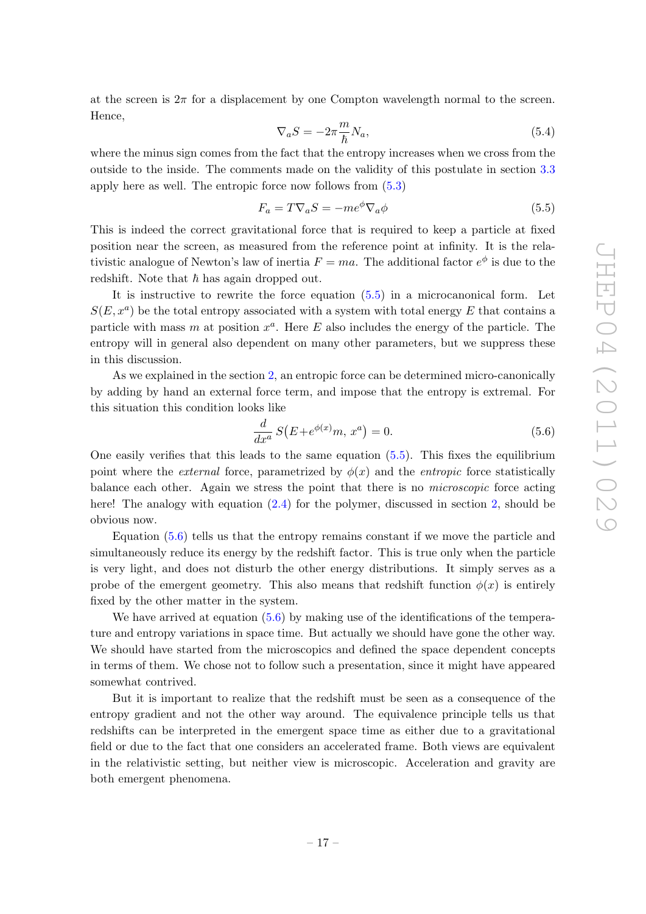at the screen is $2\pi$ for a displacement by one Compton wavelength normal to the screen. Hence,

$$\nabla_a S = -2\pi \frac{m}{\hbar} N_a, \tag{5.4}$$

where the minus sign comes from the fact that the entropy increases when we cross from the outside to the inside. The comments made on the validity of this postulate in section 3.3 apply here as well. The entropic force now follows from (5.3)

$$F_a = T\nabla_a S = -me^{\phi}\nabla_a \phi \tag{5.5}$$

This is indeed the correct gravitational force that is required to keep a particle at fixed position near the screen, as measured from the reference point at infinity. It is the relativistic analogue of Newton's law of inertia $F = ma$. The additional factor $e^{\phi}$ is due to the redshift. Note that $\hbar$ has again dropped out.

It is instructive to rewrite the force equation (5.5) in a microcanonical form. Let $S(E, x^a)$ be the total entropy associated with a system with total energy $E$ that contains a particle with mass $m$ at position $x^a$. Here $E$ also includes the energy of the particle. The entropy will in general also dependent on many other parameters, but we suppress these in this discussion.

As we explained in the section 2, an entropic force can be determined micro-canonically by adding by hand an external force term, and impose that the entropy is extremal. For this situation this condition looks like

$$\frac{d}{dx^a}\, S\big(E+e^{\phi(x)}m,\, x^a\big) = 0. \tag{5.6}$$

One easily verifies that this leads to the same equation (5.5). This fixes the equilibrium point where the *external* force, parametrized by $\phi(x)$ and the *entropic* force statistically balance each other. Again we stress the point that there is no *microscopic* force acting here! The analogy with equation (2.4) for the polymer, discussed in section 2, should be obvious now.

Equation (5.6) tells us that the entropy remains constant if we move the particle and simultaneously reduce its energy by the redshift factor. This is true only when the particle is very light, and does not disturb the other energy distributions. It simply serves as a probe of the emergent geometry. This also means that redshift function $\phi(x)$ is entirely fixed by the other matter in the system.

We have arrived at equation (5.6) by making use of the identifications of the temperature and entropy variations in space time. But actually we should have gone the other way. We should have started from the microscopics and defined the space dependent concepts in terms of them. We chose not to follow such a presentation, since it might have appeared somewhat contrived.

But it is important to realize that the redshift must be seen as a consequence of the entropy gradient and not the other way around. The equivalence principle tells us that redshifts can be interpreted in the emergent space time as either due to a gravitational field or due to the fact that one considers an accelerated frame. Both views are equivalent in the relativistic setting, but neither view is microscopic. Acceleration and gravity are both emergent phenomena.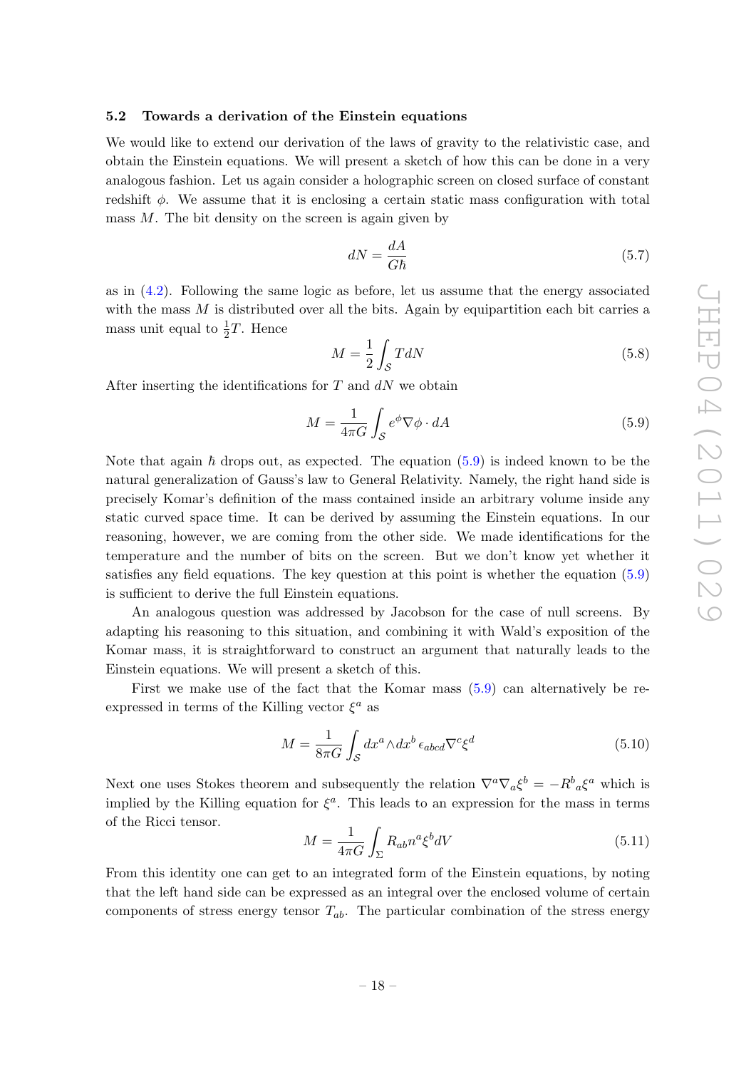### 5.2 Towards a derivation of the Einstein equations

We would like to extend our derivation of the laws of gravity to the relativistic case, and obtain the Einstein equations. We will present a sketch of how this can be done in a very analogous fashion. Let us again consider a holographic screen on closed surface of constant redshift $\phi$. We assume that it is enclosing a certain static mass configuration with total mass $M$. The bit density on the screen is again given by

$$dN = \frac{dA}{G\hbar} \tag{5.7}$$

as in (4.2). Following the same logic as before, let us assume that the energy associated with the mass $M$ is distributed over all the bits. Again by equipartition each bit carries a mass unit equal to $\frac{1}{2}T$. Hence

$$M = \frac{1}{2}\int_{\mathcal{S}} T dN \tag{5.8}$$

After inserting the identifications for $T$ and $dN$ we obtain

$$M = \frac{1}{4\pi G}\int_{\mathcal{S}} e^{\phi}\nabla\phi \cdot dA \tag{5.9}$$

Note that again $\hbar$ drops out, as expected. The equation (5.9) is indeed known to be the natural generalization of Gauss's law to General Relativity. Namely, the right hand side is precisely Komar's definition of the mass contained inside an arbitrary volume inside any static curved space time. It can be derived by assuming the Einstein equations. In our reasoning, however, we are coming from the other side. We made identifications for the temperature and the number of bits on the screen. But we don't know yet whether it satisfies any field equations. The key question at this point is whether the equation (5.9) is sufficient to derive the full Einstein equations.

An analogous question was addressed by Jacobson for the case of null screens. By adapting his reasoning to this situation, and combining it with Wald's exposition of the Komar mass, it is straightforward to construct an argument that naturally leads to the Einstein equations. We will present a sketch of this.

First we make use of the fact that the Komar mass (5.9) can alternatively be re-expressed in terms of the Killing vector $\xi^a$ as

$$M = \frac{1}{8\pi G}\int_{\mathcal{S}} dx^a \wedge dx^b \, \epsilon_{abcd}\nabla^c \xi^d \tag{5.10}$$

Next one uses Stokes theorem and subsequently the relation $\nabla^a\nabla_a\xi^b = -R^b{}_a\xi^a$ which is implied by the Killing equation for $\xi^a$. This leads to an expression for the mass in terms of the Ricci tensor.

$$M = \frac{1}{4\pi G}\int_{\Sigma} R_{ab} n^a \xi^b dV \tag{5.11}$$

From this identity one can get to an integrated form of the Einstein equations, by noting that the left hand side can be expressed as an integral over the enclosed volume of certain components of stress energy tensor $T_{ab}$. The particular combination of the stress energy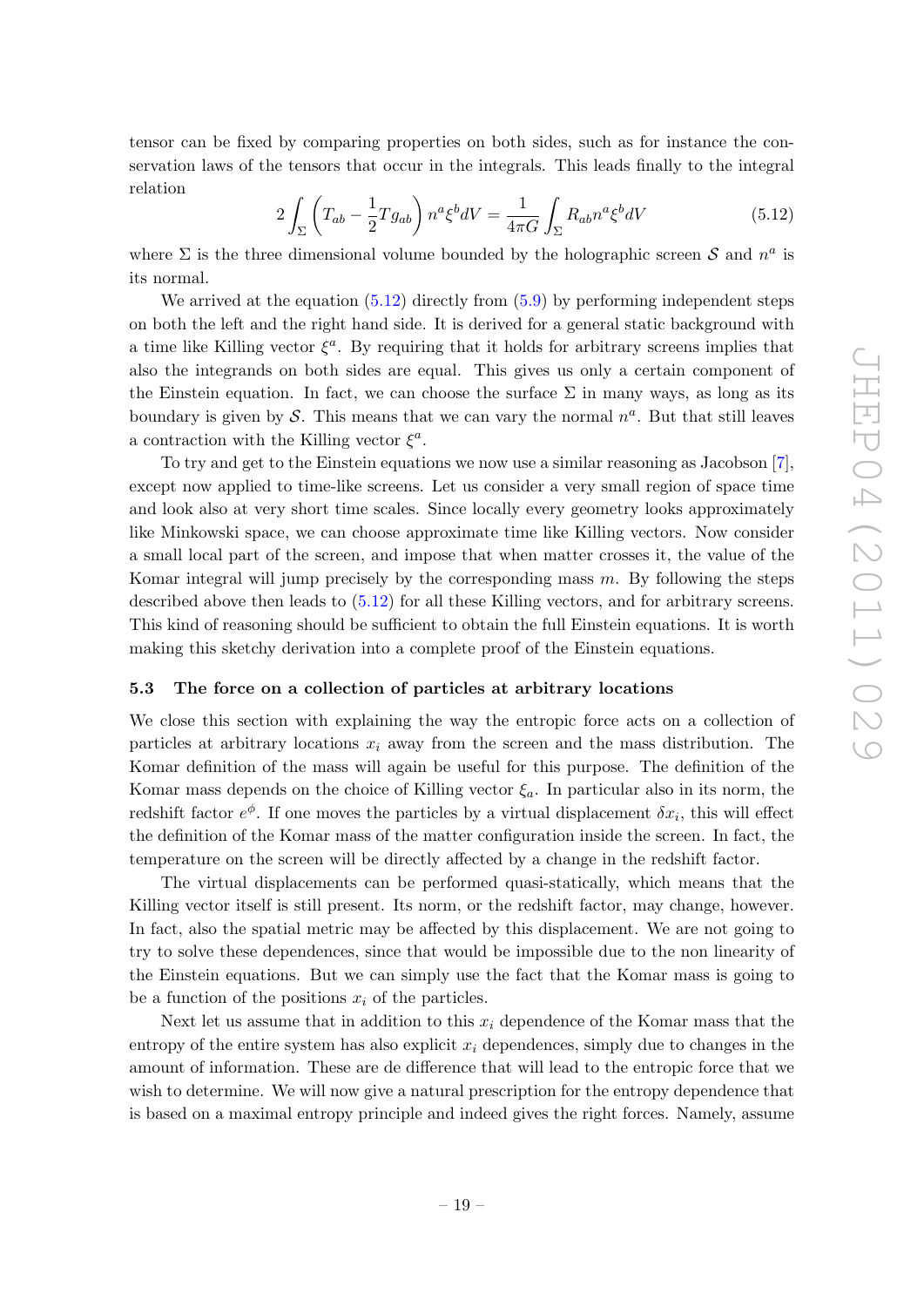tensor can be fixed by comparing properties on both sides, such as for instance the conservation laws of the tensors that occur in the integrals. This leads finally to the integral relation

$$2\int_{\Sigma}\left(T_{ab}-\frac{1}{2}Tg_{ab}\right)n^a\xi^b dV = \frac{1}{4\pi G}\int_{\Sigma}R_{ab}n^a\xi^b dV \tag{5.12}$$

where $\Sigma$ is the three dimensional volume bounded by the holographic screen $\mathcal{S}$ and $n^a$ is its normal.

We arrived at the equation (5.12) directly from (5.9) by performing independent steps on both the left and the right hand side. It is derived for a general static background with a time like Killing vector $\xi^a$. By requiring that it holds for arbitrary screens implies that also the integrands on both sides are equal. This gives us only a certain component of the Einstein equation. In fact, we can choose the surface $\Sigma$ in many ways, as long as its boundary is given by $\mathcal{S}$. This means that we can vary the normal $n^a$. But that still leaves a contraction with the Killing vector $\xi^a$.

To try and get to the Einstein equations we now use a similar reasoning as Jacobson [7], except now applied to time-like screens. Let us consider a very small region of space time and look also at very short time scales. Since locally every geometry looks approximately like Minkowski space, we can choose approximate time like Killing vectors. Now consider a small local part of the screen, and impose that when matter crosses it, the value of the Komar integral will jump precisely by the corresponding mass $m$. By following the steps described above then leads to (5.12) for all these Killing vectors, and for arbitrary screens. This kind of reasoning should be sufficient to obtain the full Einstein equations. It is worth making this sketchy derivation into a complete proof of the Einstein equations.

### 5.3 The force on a collection of particles at arbitrary locations

We close this section with explaining the way the entropic force acts on a collection of particles at arbitrary locations $x_i$ away from the screen and the mass distribution. The Komar definition of the mass will again be useful for this purpose. The definition of the Komar mass depends on the choice of Killing vector $\xi_a$. In particular also in its norm, the redshift factor $e^{\phi}$. If one moves the particles by a virtual displacement $\delta x_i$, this will effect the definition of the Komar mass of the matter configuration inside the screen. In fact, the temperature on the screen will be directly affected by a change in the redshift factor.

The virtual displacements can be performed quasi-statically, which means that the Killing vector itself is still present. Its norm, or the redshift factor, may change, however. In fact, also the spatial metric may be affected by this displacement. We are not going to try to solve these dependences, since that would be impossible due to the non linearity of the Einstein equations. But we can simply use the fact that the Komar mass is going to be a function of the positions $x_i$ of the particles.

Next let us assume that in addition to this $x_i$ dependence of the Komar mass that the entropy of the entire system has also explicit $x_i$ dependences, simply due to changes in the amount of information. These are de difference that will lead to the entropic force that we wish to determine. We will now give a natural prescription for the entropy dependence that is based on a maximal entropy principle and indeed gives the right forces. Namely, assume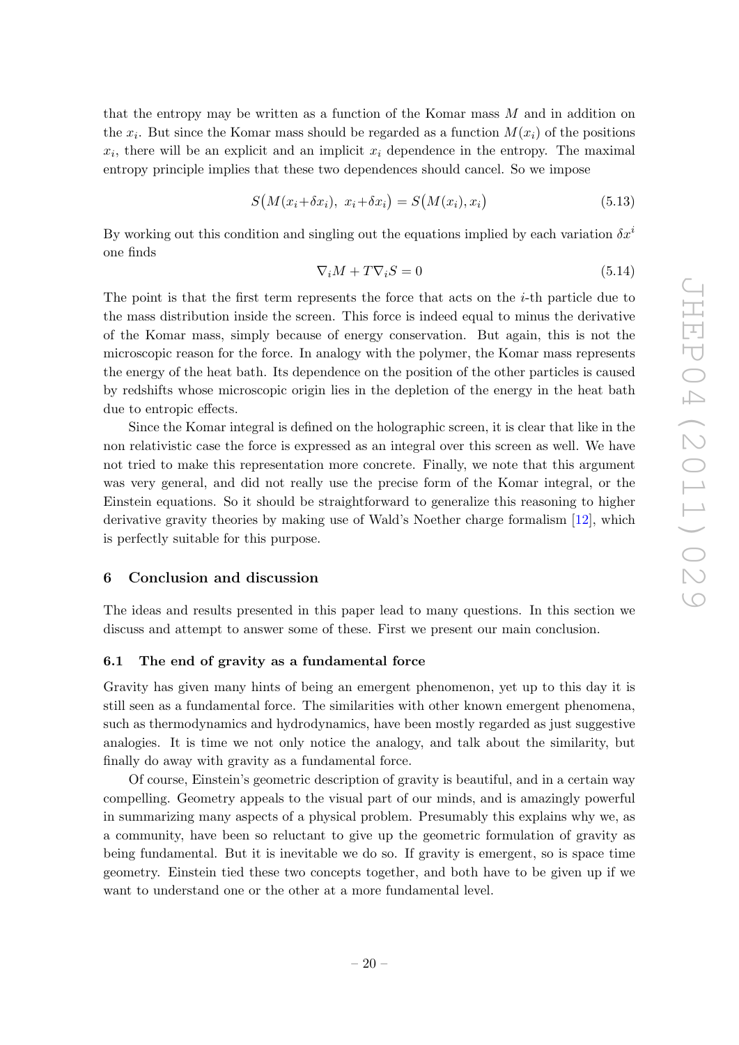that the entropy may be written as a function of the Komar mass $M$ and in addition on the $x_i$. But since the Komar mass should be regarded as a function $M(x_i)$ of the positions $x_i$, there will be an explicit and an implicit $x_i$ dependence in the entropy. The maximal entropy principle implies that these two dependences should cancel. So we impose

$$S\big(M(x_i+\delta x_i),\ x_i+\delta x_i\big) = S\big(M(x_i), x_i\big) \tag{5.13}$$

By working out this condition and singling out the equations implied by each variation $\delta x^i$ one finds

$$\nabla_i M + T\nabla_i S = 0 \tag{5.14}$$

The point is that the first term represents the force that acts on the $i$-th particle due to the mass distribution inside the screen. This force is indeed equal to minus the derivative of the Komar mass, simply because of energy conservation. But again, this is not the microscopic reason for the force. In analogy with the polymer, the Komar mass represents the energy of the heat bath. Its dependence on the position of the other particles is caused by redshifts whose microscopic origin lies in the depletion of the energy in the heat bath due to entropic effects.

Since the Komar integral is defined on the holographic screen, it is clear that like in the non relativistic case the force is expressed as an integral over this screen as well. We have not tried to make this representation more concrete. Finally, we note that this argument was very general, and did not really use the precise form of the Komar integral, or the Einstein equations. So it should be straightforward to generalize this reasoning to higher derivative gravity theories by making use of Wald's Noether charge formalism [12], which is perfectly suitable for this purpose.

## 6 Conclusion and discussion

The ideas and results presented in this paper lead to many questions. In this section we discuss and attempt to answer some of these. First we present our main conclusion.

### 6.1 The end of gravity as a fundamental force

Gravity has given many hints of being an emergent phenomenon, yet up to this day it is still seen as a fundamental force. The similarities with other known emergent phenomena, such as thermodynamics and hydrodynamics, have been mostly regarded as just suggestive analogies. It is time we not only notice the analogy, and talk about the similarity, but finally do away with gravity as a fundamental force.

Of course, Einstein's geometric description of gravity is beautiful, and in a certain way compelling. Geometry appeals to the visual part of our minds, and is amazingly powerful in summarizing many aspects of a physical problem. Presumably this explains why we, as a community, have been so reluctant to give up the geometric formulation of gravity as being fundamental. But it is inevitable we do so. If gravity is emergent, so is space time geometry. Einstein tied these two concepts together, and both have to be given up if we want to understand one or the other at a more fundamental level.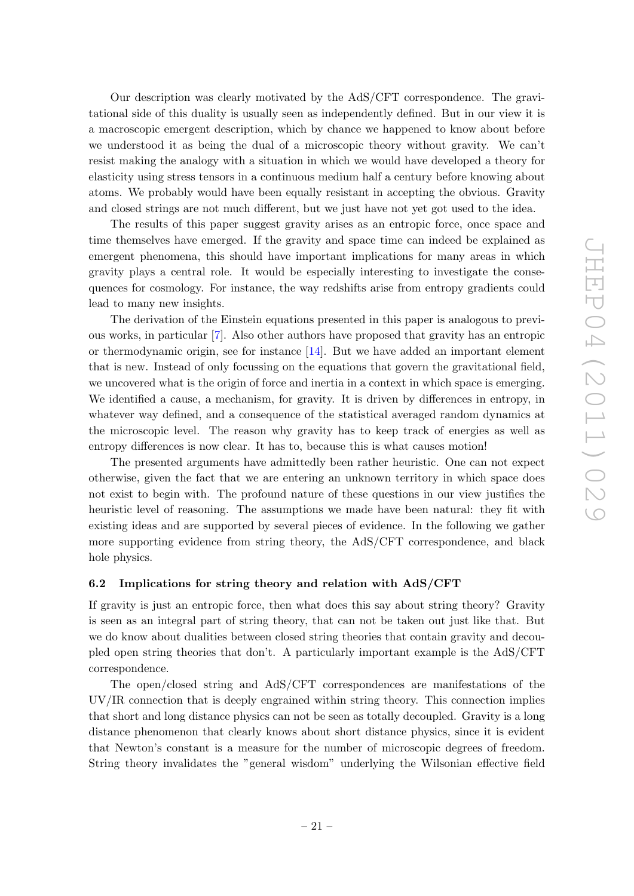Our description was clearly motivated by the AdS/CFT correspondence. The gravitational side of this duality is usually seen as independently defined. But in our view it is a macroscopic emergent description, which by chance we happened to know about before we understood it as being the dual of a microscopic theory without gravity. We can't resist making the analogy with a situation in which we would have developed a theory for elasticity using stress tensors in a continuous medium half a century before knowing about atoms. We probably would have been equally resistant in accepting the obvious. Gravity and closed strings are not much different, but we just have not yet got used to the idea.

The results of this paper suggest gravity arises as an entropic force, once space and time themselves have emerged. If the gravity and space time can indeed be explained as emergent phenomena, this should have important implications for many areas in which gravity plays a central role. It would be especially interesting to investigate the consequences for cosmology. For instance, the way redshifts arise from entropy gradients could lead to many new insights.

The derivation of the Einstein equations presented in this paper is analogous to previous works, in particular [7]. Also other authors have proposed that gravity has an entropic or thermodynamic origin, see for instance [14]. But we have added an important element that is new. Instead of only focussing on the equations that govern the gravitational field, we uncovered what is the origin of force and inertia in a context in which space is emerging. We identified a cause, a mechanism, for gravity. It is driven by differences in entropy, in whatever way defined, and a consequence of the statistical averaged random dynamics at the microscopic level. The reason why gravity has to keep track of energies as well as entropy differences is now clear. It has to, because this is what causes motion!

The presented arguments have admittedly been rather heuristic. One can not expect otherwise, given the fact that we are entering an unknown territory in which space does not exist to begin with. The profound nature of these questions in our view justifies the heuristic level of reasoning. The assumptions we made have been natural: they fit with existing ideas and are supported by several pieces of evidence. In the following we gather more supporting evidence from string theory, the AdS/CFT correspondence, and black hole physics.

### 6.2 Implications for string theory and relation with AdS/CFT

If gravity is just an entropic force, then what does this say about string theory? Gravity is seen as an integral part of string theory, that can not be taken out just like that. But we do know about dualities between closed string theories that contain gravity and decoupled open string theories that don't. A particularly important example is the AdS/CFT correspondence.

The open/closed string and AdS/CFT correspondences are manifestations of the UV/IR connection that is deeply engrained within string theory. This connection implies that short and long distance physics can not be seen as totally decoupled. Gravity is a long distance phenomenon that clearly knows about short distance physics, since it is evident that Newton's constant is a measure for the number of microscopic degrees of freedom. String theory invalidates the "general wisdom" underlying the Wilsonian effective field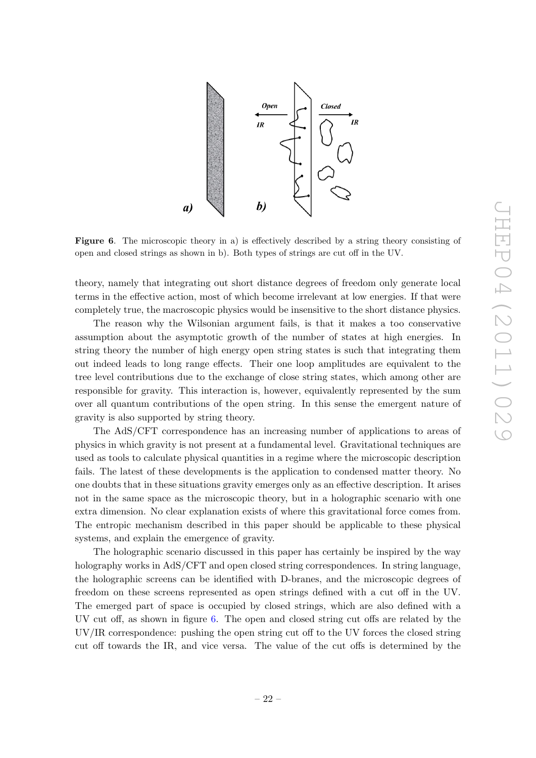**Figure 6**. The microscopic theory in a) is effectively described by a string theory consisting of open and closed strings as shown in b). Both types of strings are cut off in the UV.

theory, namely that integrating out short distance degrees of freedom only generate local terms in the effective action, most of which become irrelevant at low energies. If that were completely true, the macroscopic physics would be insensitive to the short distance physics.

The reason why the Wilsonian argument fails, is that it makes a too conservative assumption about the asymptotic growth of the number of states at high energies. In string theory the number of high energy open string states is such that integrating them out indeed leads to long range effects. Their one loop amplitudes are equivalent to the tree level contributions due to the exchange of close string states, which among other are responsible for gravity. This interaction is, however, equivalently represented by the sum over all quantum contributions of the open string. In this sense the emergent nature of gravity is also supported by string theory.

The AdS/CFT correspondence has an increasing number of applications to areas of physics in which gravity is not present at a fundamental level. Gravitational techniques are used as tools to calculate physical quantities in a regime where the microscopic description fails. The latest of these developments is the application to condensed matter theory. No one doubts that in these situations gravity emerges only as an effective description. It arises not in the same space as the microscopic theory, but in a holographic scenario with one extra dimension. No clear explanation exists of where this gravitational force comes from. The entropic mechanism described in this paper should be applicable to these physical systems, and explain the emergence of gravity.

The holographic scenario discussed in this paper has certainly be inspired by the way holography works in AdS/CFT and open closed string correspondences. In string language, the holographic screens can be identified with D-branes, and the microscopic degrees of freedom on these screens represented as open strings defined with a cut off in the UV. The emerged part of space is occupied by closed strings, which are also defined with a UV cut off, as shown in figure 6. The open and closed string cut offs are related by the UV/IR correspondence: pushing the open string cut off to the UV forces the closed string cut off towards the IR, and vice versa. The value of the cut offs is determined by the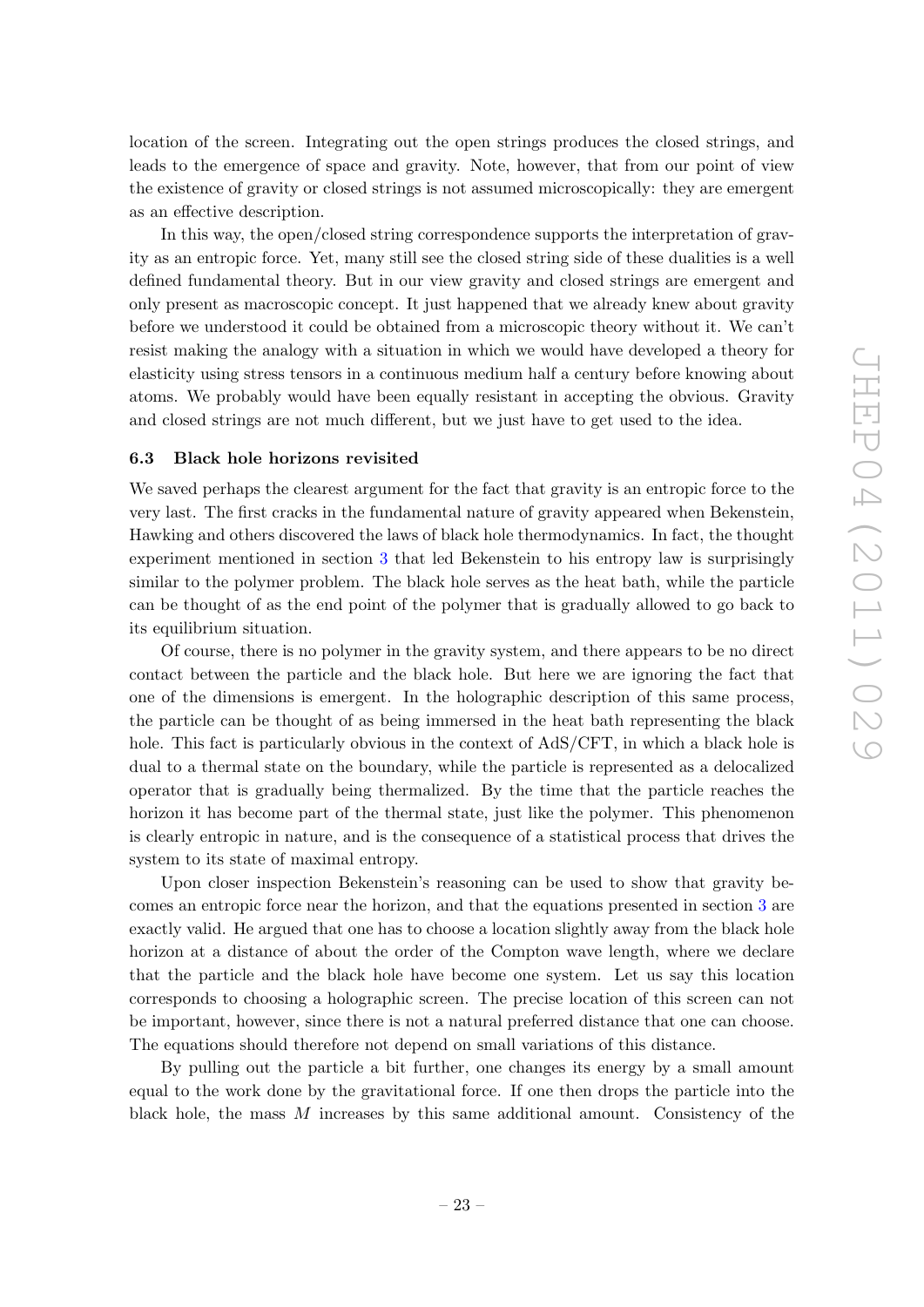location of the screen. Integrating out the open strings produces the closed strings, and leads to the emergence of space and gravity. Note, however, that from our point of view the existence of gravity or closed strings is not assumed microscopically: they are emergent as an effective description.

In this way, the open/closed string correspondence supports the interpretation of gravity as an entropic force. Yet, many still see the closed string side of these dualities is a well defined fundamental theory. But in our view gravity and closed strings are emergent and only present as macroscopic concept. It just happened that we already knew about gravity before we understood it could be obtained from a microscopic theory without it. We can't resist making the analogy with a situation in which we would have developed a theory for elasticity using stress tensors in a continuous medium half a century before knowing about atoms. We probably would have been equally resistant in accepting the obvious. Gravity and closed strings are not much different, but we just have to get used to the idea.

### 6.3 Black hole horizons revisited

We saved perhaps the clearest argument for the fact that gravity is an entropic force to the very last. The first cracks in the fundamental nature of gravity appeared when Bekenstein, Hawking and others discovered the laws of black hole thermodynamics. In fact, the thought experiment mentioned in section 3 that led Bekenstein to his entropy law is surprisingly similar to the polymer problem. The black hole serves as the heat bath, while the particle can be thought of as the end point of the polymer that is gradually allowed to go back to its equilibrium situation.

Of course, there is no polymer in the gravity system, and there appears to be no direct contact between the particle and the black hole. But here we are ignoring the fact that one of the dimensions is emergent. In the holographic description of this same process, the particle can be thought of as being immersed in the heat bath representing the black hole. This fact is particularly obvious in the context of AdS/CFT, in which a black hole is dual to a thermal state on the boundary, while the particle is represented as a delocalized operator that is gradually being thermalized. By the time that the particle reaches the horizon it has become part of the thermal state, just like the polymer. This phenomenon is clearly entropic in nature, and is the consequence of a statistical process that drives the system to its state of maximal entropy.

Upon closer inspection Bekenstein's reasoning can be used to show that gravity becomes an entropic force near the horizon, and that the equations presented in section 3 are exactly valid. He argued that one has to choose a location slightly away from the black hole horizon at a distance of about the order of the Compton wave length, where we declare that the particle and the black hole have become one system. Let us say this location corresponds to choosing a holographic screen. The precise location of this screen can not be important, however, since there is not a natural preferred distance that one can choose. The equations should therefore not depend on small variations of this distance.

By pulling out the particle a bit further, one changes its energy by a small amount equal to the work done by the gravitational force. If one then drops the particle into the black hole, the mass $M$ increases by this same additional amount. Consistency of the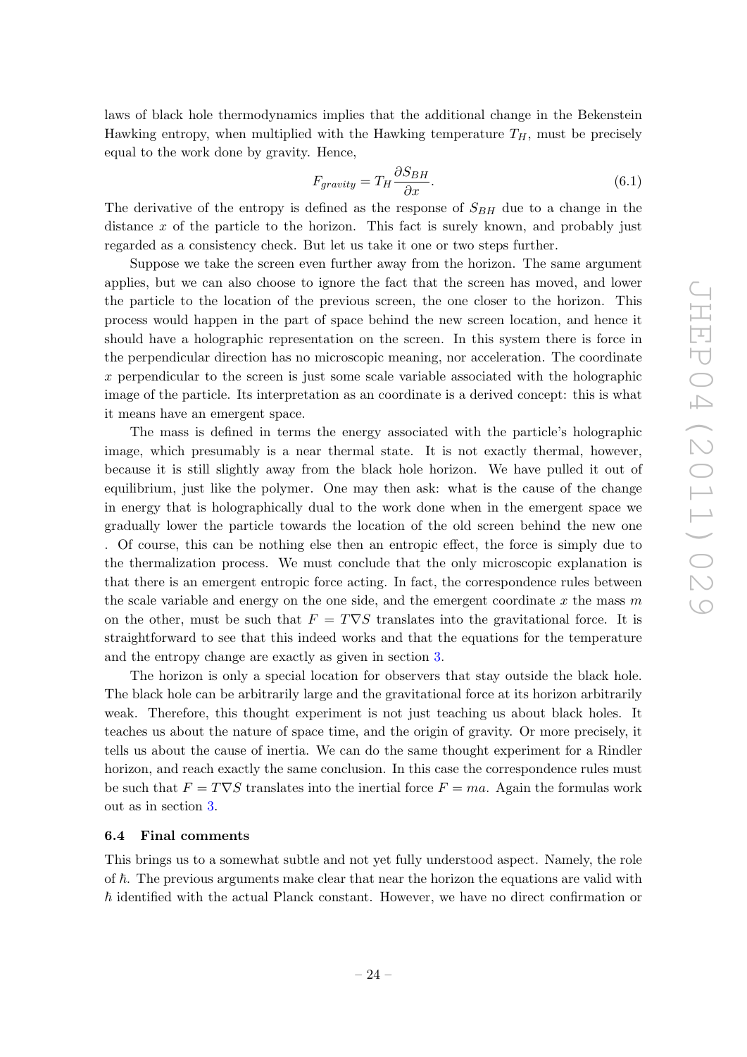laws of black hole thermodynamics implies that the additional change in the Bekenstein Hawking entropy, when multiplied with the Hawking temperature $T_H$, must be precisely equal to the work done by gravity. Hence,

$$F_{gravity} = T_H \frac{\partial S_{BH}}{\partial x}. \tag{6.1}$$

The derivative of the entropy is defined as the response of $S_{BH}$ due to a change in the distance $x$ of the particle to the horizon. This fact is surely known, and probably just regarded as a consistency check. But let us take it one or two steps further.

Suppose we take the screen even further away from the horizon. The same argument applies, but we can also choose to ignore the fact that the screen has moved, and lower the particle to the location of the previous screen, the one closer to the horizon. This process would happen in the part of space behind the new screen location, and hence it should have a holographic representation on the screen. In this system there is force in the perpendicular direction has no microscopic meaning, nor acceleration. The coordinate $x$ perpendicular to the screen is just some scale variable associated with the holographic image of the particle. Its interpretation as an coordinate is a derived concept: this is what it means have an emergent space.

The mass is defined in terms the energy associated with the particle's holographic image, which presumably is a near thermal state. It is not exactly thermal, however, because it is still slightly away from the black hole horizon. We have pulled it out of equilibrium, just like the polymer. One may then ask: what is the cause of the change in energy that is holographically dual to the work done when in the emergent space we gradually lower the particle towards the location of the old screen behind the new one . Of course, this can be nothing else then an entropic effect, the force is simply due to the thermalization process. We must conclude that the only microscopic explanation is that there is an emergent entropic force acting. In fact, the correspondence rules between the scale variable and energy on the one side, and the emergent coordinate $x$ the mass $m$ on the other, must be such that $F = T\nabla S$ translates into the gravitational force. It is straightforward to see that this indeed works and that the equations for the temperature and the entropy change are exactly as given in section 3.

The horizon is only a special location for observers that stay outside the black hole. The black hole can be arbitrarily large and the gravitational force at its horizon arbitrarily weak. Therefore, this thought experiment is not just teaching us about black holes. It teaches us about the nature of space time, and the origin of gravity. Or more precisely, it tells us about the cause of inertia. We can do the same thought experiment for a Rindler horizon, and reach exactly the same conclusion. In this case the correspondence rules must be such that $F = T\nabla S$ translates into the inertial force $F = ma$. Again the formulas work out as in section 3.

### 6.4 Final comments

This brings us to a somewhat subtle and not yet fully understood aspect. Namely, the role of $\hbar$. The previous arguments make clear that near the horizon the equations are valid with $\hbar$ identified with the actual Planck constant. However, we have no direct confirmation or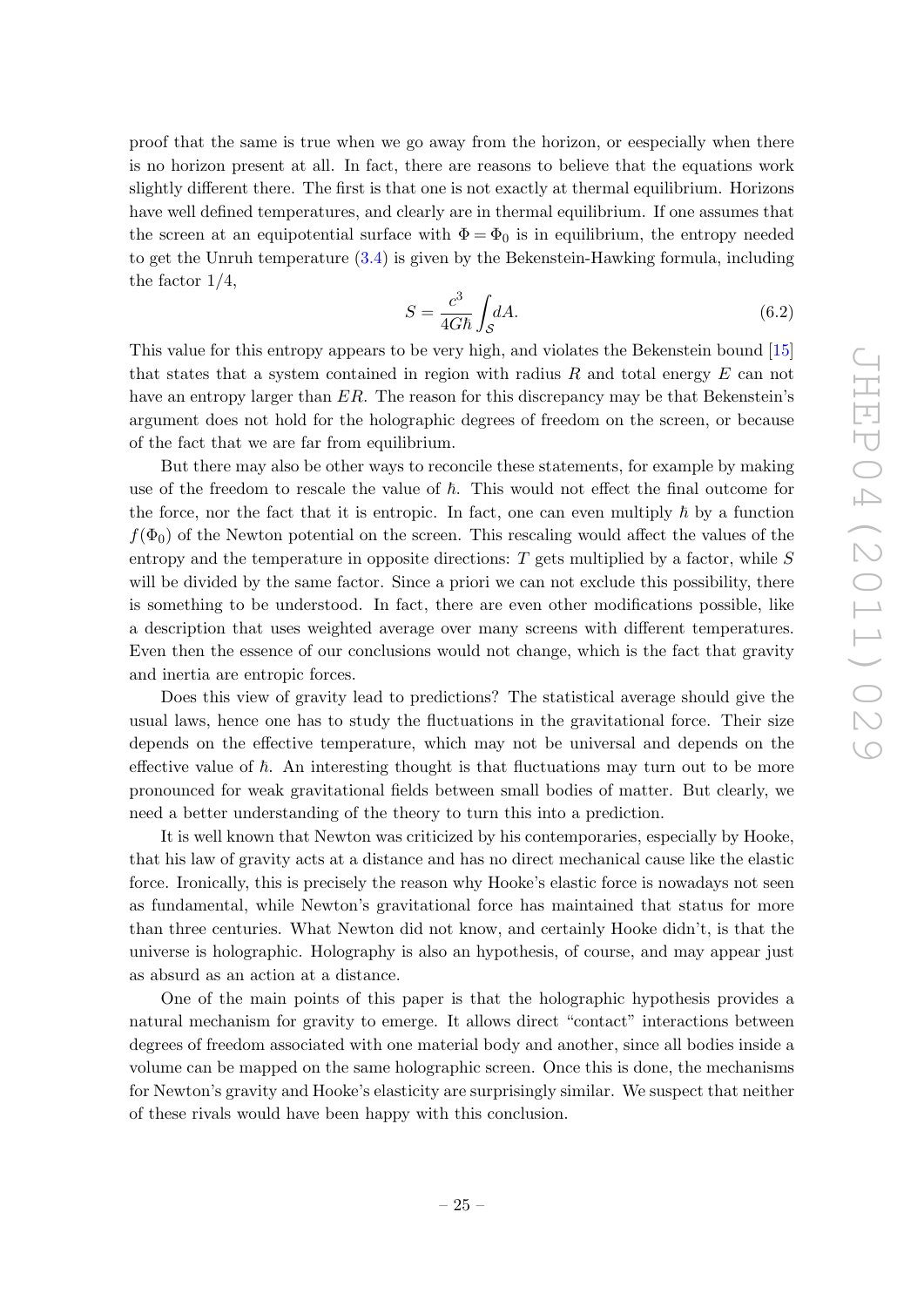proof that the same is true when we go away from the horizon, or eespecially when there is no horizon present at all. In fact, there are reasons to believe that the equations work slightly different there. The first is that one is not exactly at thermal equilibrium. Horizons have well defined temperatures, and clearly are in thermal equilibrium. If one assumes that the screen at an equipotential surface with $\Phi = \Phi_0$ is in equilibrium, the entropy needed to get the Unruh temperature (3.4) is given by the Bekenstein-Hawking formula, including the factor $1/4$,

$$S = \frac{c^3}{4G\hbar}\int_{\mathcal{S}} dA. \tag{6.2}$$

This value for this entropy appears to be very high, and violates the Bekenstein bound [15] that states that a system contained in region with radius $R$ and total energy $E$ can not have an entropy larger than $ER$. The reason for this discrepancy may be that Bekenstein's argument does not hold for the holographic degrees of freedom on the screen, or because of the fact that we are far from equilibrium.

But there may also be other ways to reconcile these statements, for example by making use of the freedom to rescale the value of $\hbar$. This would not effect the final outcome for the force, nor the fact that it is entropic. In fact, one can even multiply $\hbar$ by a function $f(\Phi_0)$ of the Newton potential on the screen. This rescaling would affect the values of the entropy and the temperature in opposite directions: $T$ gets multiplied by a factor, while $S$ will be divided by the same factor. Since a priori we can not exclude this possibility, there is something to be understood. In fact, there are even other modifications possible, like a description that uses weighted average over many screens with different temperatures. Even then the essence of our conclusions would not change, which is the fact that gravity and inertia are entropic forces.

Does this view of gravity lead to predictions? The statistical average should give the usual laws, hence one has to study the fluctuations in the gravitational force. Their size depends on the effective temperature, which may not be universal and depends on the effective value of $\hbar$. An interesting thought is that fluctuations may turn out to be more pronounced for weak gravitational fields between small bodies of matter. But clearly, we need a better understanding of the theory to turn this into a prediction.

It is well known that Newton was criticized by his contemporaries, especially by Hooke, that his law of gravity acts at a distance and has no direct mechanical cause like the elastic force. Ironically, this is precisely the reason why Hooke's elastic force is nowadays not seen as fundamental, while Newton's gravitational force has maintained that status for more than three centuries. What Newton did not know, and certainly Hooke didn't, is that the universe is holographic. Holography is also an hypothesis, of course, and may appear just as absurd as an action at a distance.

One of the main points of this paper is that the holographic hypothesis provides a natural mechanism for gravity to emerge. It allows direct "contact" interactions between degrees of freedom associated with one material body and another, since all bodies inside a volume can be mapped on the same holographic screen. Once this is done, the mechanisms for Newton's gravity and Hooke's elasticity are surprisingly similar. We suspect that neither of these rivals would have been happy with this conclusion.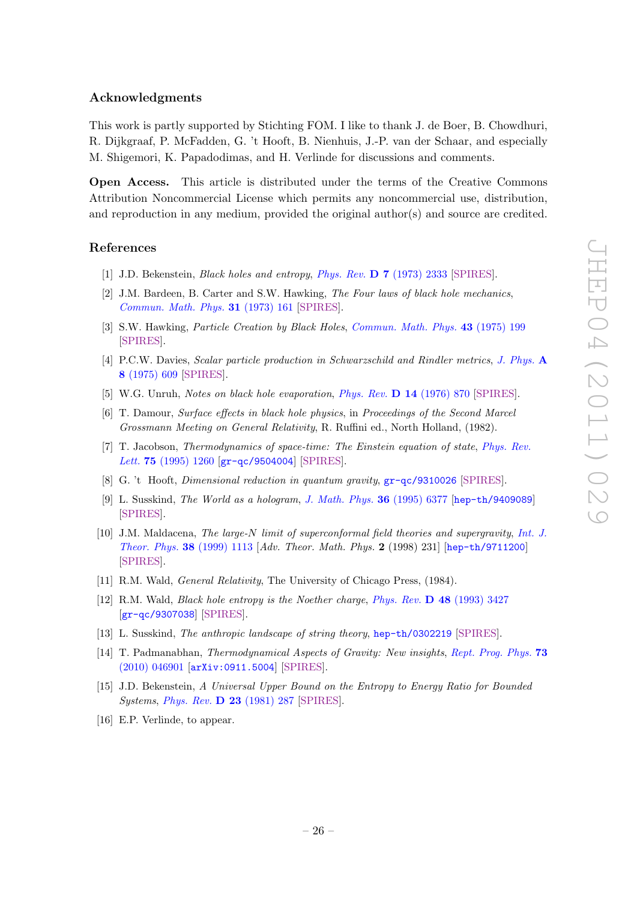## Acknowledgments

This work is partly supported by Stichting FOM. I like to thank J. de Boer, B. Chowdhuri, R. Dijkgraaf, P. McFadden, G. 't Hooft, B. Nienhuis, J.-P. van der Schaar, and especially M. Shigemori, K. Papadodimas, and H. Verlinde for discussions and comments.

**Open Access.** This article is distributed under the terms of the Creative Commons Attribution Noncommercial License which permits any noncommercial use, distribution, and reproduction in any medium, provided the original author(s) and source are credited.

## References

[1] J.D. Bekenstein, *Black holes and entropy*, Phys. Rev. **D 7** (1973) 2333 [SPIRES].

[2] J.M. Bardeen, B. Carter and S.W. Hawking, *The Four laws of black hole mechanics*, Commun. Math. Phys. **31** (1973) 161 [SPIRES].

[3] S.W. Hawking, *Particle Creation by Black Holes*, Commun. Math. Phys. **43** (1975) 199 [SPIRES].

[4] P.C.W. Davies, *Scalar particle production in Schwarzschild and Rindler metrics*, J. Phys. **A 8** (1975) 609 [SPIRES].

[5] W.G. Unruh, *Notes on black hole evaporation*, Phys. Rev. **D 14** (1976) 870 [SPIRES].

[6] T. Damour, *Surface effects in black hole physics*, in *Proceedings of the Second Marcel Grossmann Meeting on General Relativity*, R. Ruffini ed., North Holland, (1982).

[7] T. Jacobson, *Thermodynamics of space-time: The Einstein equation of state*, Phys. Rev. Lett. **75** (1995) 1260 [gr-qc/9504004] [SPIRES].

[8] G. 't Hooft, *Dimensional reduction in quantum gravity*, gr-qc/9310026 [SPIRES].

[9] L. Susskind, *The World as a hologram*, J. Math. Phys. **36** (1995) 6377 [hep-th/9409089] [SPIRES].

[10] J.M. Maldacena, *The large-N limit of superconformal field theories and supergravity*, Int. J. Theor. Phys. **38** (1999) 1113 [Adv. Theor. Math. Phys. **2** (1998) 231] [hep-th/9711200] [SPIRES].

[11] R.M. Wald, *General Relativity*, The University of Chicago Press, (1984).

[12] R.M. Wald, *Black hole entropy is the Noether charge*, Phys. Rev. **D 48** (1993) 3427 [gr-qc/9307038] [SPIRES].

[13] L. Susskind, *The anthropic landscape of string theory*, hep-th/0302219 [SPIRES].

[14] T. Padmanabhan, *Thermodynamical Aspects of Gravity: New insights*, Rept. Prog. Phys. **73** (2010) 046901 [arXiv:0911.5004] [SPIRES].

[15] J.D. Bekenstein, *A Universal Upper Bound on the Entropy to Energy Ratio for Bounded Systems*, Phys. Rev. **D 23** (1981) 287 [SPIRES].

[16] E.P. Verlinde, to appear.